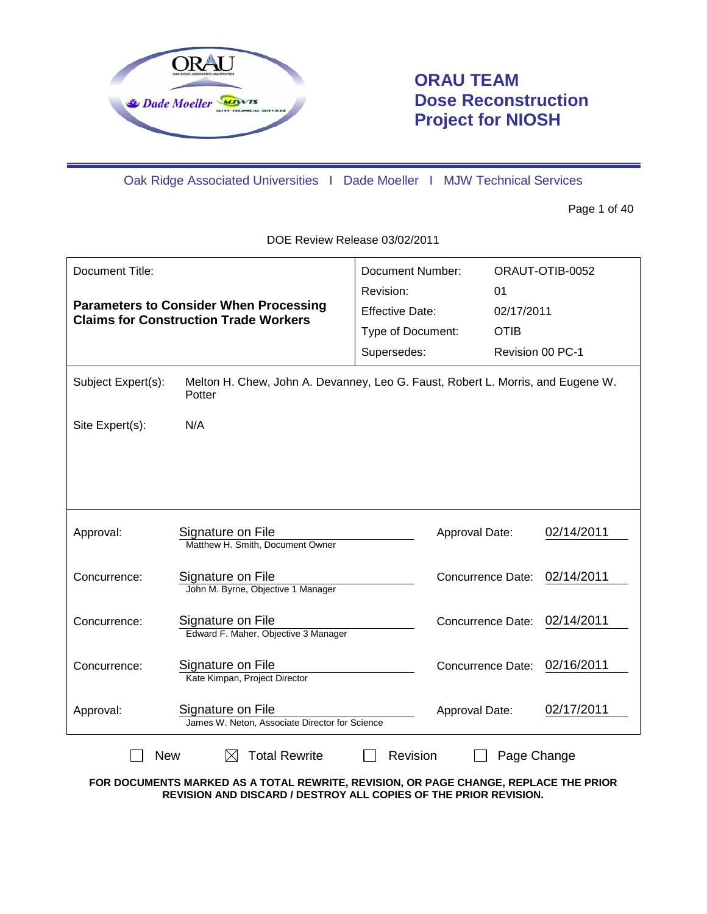# ORAU TEAM Dose Reconstruction Project for NIOSH

Oak Ridge Associated Universities | Dade Moeller | MJW Technical Services

DOE Review Release 03/02/2011

| Document Title: | Document Number: | ORAUT-OTIB-0052 |
|---|---|---|
| **Parameters to Consider When Processing Claims for Construction Trade Workers** | Revision: | 01 |
| | Effective Date: | 02/17/2011 |
| | Type of Document: | OTIB |
| | Supersedes: | Revision 00 PC-1 |

Subject Expert(s): Melton H. Chew, John A. Devanney, Leo G. Faust, Robert L. Morris, and Eugene W. Potter

Site Expert(s): N/A

| | | | |
|---|---|---|---|
| Approval: | Signature on File<br>Matthew H. Smith, Document Owner | Approval Date: | 02/14/2011 |
| Concurrence: | Signature on File<br>John M. Byrne, Objective 1 Manager | Concurrence Date: | 02/14/2011 |
| Concurrence: | Signature on File<br>Edward F. Maher, Objective 3 Manager | Concurrence Date: | 02/14/2011 |
| Concurrence: | Signature on File<br>Kate Kimpan, Project Director | Concurrence Date: | 02/16/2011 |
| Approval: | Signature on File<br>James W. Neton, Associate Director for Science | Approval Date: | 02/17/2011 |

☐ New ☒ Total Rewrite ☐ Revision ☐ Page Change

**FOR DOCUMENTS MARKED AS A TOTAL REWRITE, REVISION, OR PAGE CHANGE, REPLACE THE PRIOR REVISION AND DISCARD / DESTROY ALL COPIES OF THE PRIOR REVISION.**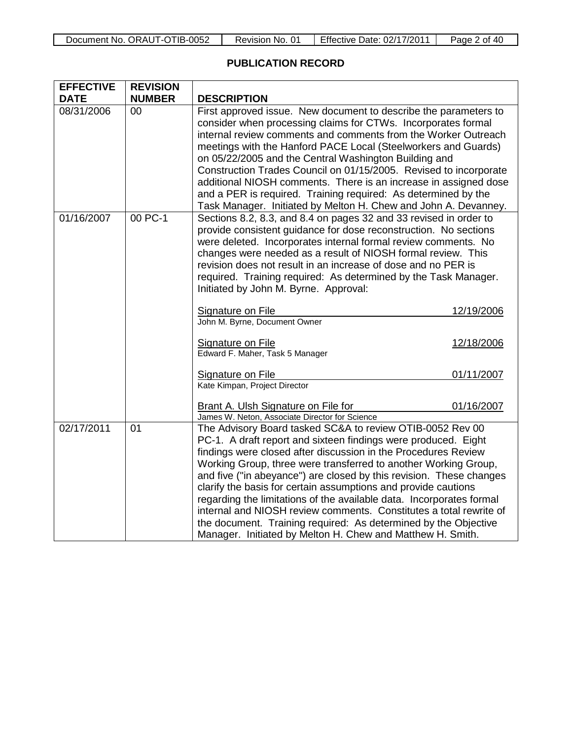## PUBLICATION RECORD

| EFFECTIVE DATE | REVISION NUMBER | DESCRIPTION |
|---|---|---|
| 08/31/2006 | 00 | First approved issue. New document to describe the parameters to consider when processing claims for CTWs. Incorporates formal internal review comments and comments from the Worker Outreach meetings with the Hanford PACE Local (Steelworkers and Guards) on 05/22/2005 and the Central Washington Building and Construction Trades Council on 01/15/2005. Revised to incorporate additional NIOSH comments. There is an increase in assigned dose and a PER is required. Training required: As determined by the Task Manager. Initiated by Melton H. Chew and John A. Devanney. |
| 01/16/2007 | 00 PC-1 | Sections 8.2, 8.3, and 8.4 on pages 32 and 33 revised in order to provide consistent guidance for dose reconstruction. No sections were deleted. Incorporates internal formal review comments. No changes were needed as a result of NIOSH formal review. This revision does not result in an increase of dose and no PER is required. Training required: As determined by the Task Manager. Initiated by John M. Byrne. Approval:<br><br>Signature on File 12/19/2006<br>John M. Byrne, Document Owner<br><br>Signature on File 12/18/2006<br>Edward F. Maher, Task 5 Manager<br><br>Signature on File 01/11/2007<br>Kate Kimpan, Project Director<br><br>Brant A. Ulsh Signature on File for 01/16/2007<br>James W. Neton, Associate Director for Science |
| 02/17/2011 | 01 | The Advisory Board tasked SC&A to review OTIB-0052 Rev 00 PC-1. A draft report and sixteen findings were produced. Eight findings were closed after discussion in the Procedures Review Working Group, three were transferred to another Working Group, and five ("in abeyance") are closed by this revision. These changes clarify the basis for certain assumptions and provide cautions regarding the limitations of the available data. Incorporates formal internal and NIOSH review comments. Constitutes a total rewrite of the document. Training required: As determined by the Objective Manager. Initiated by Melton H. Chew and Matthew H. Smith. |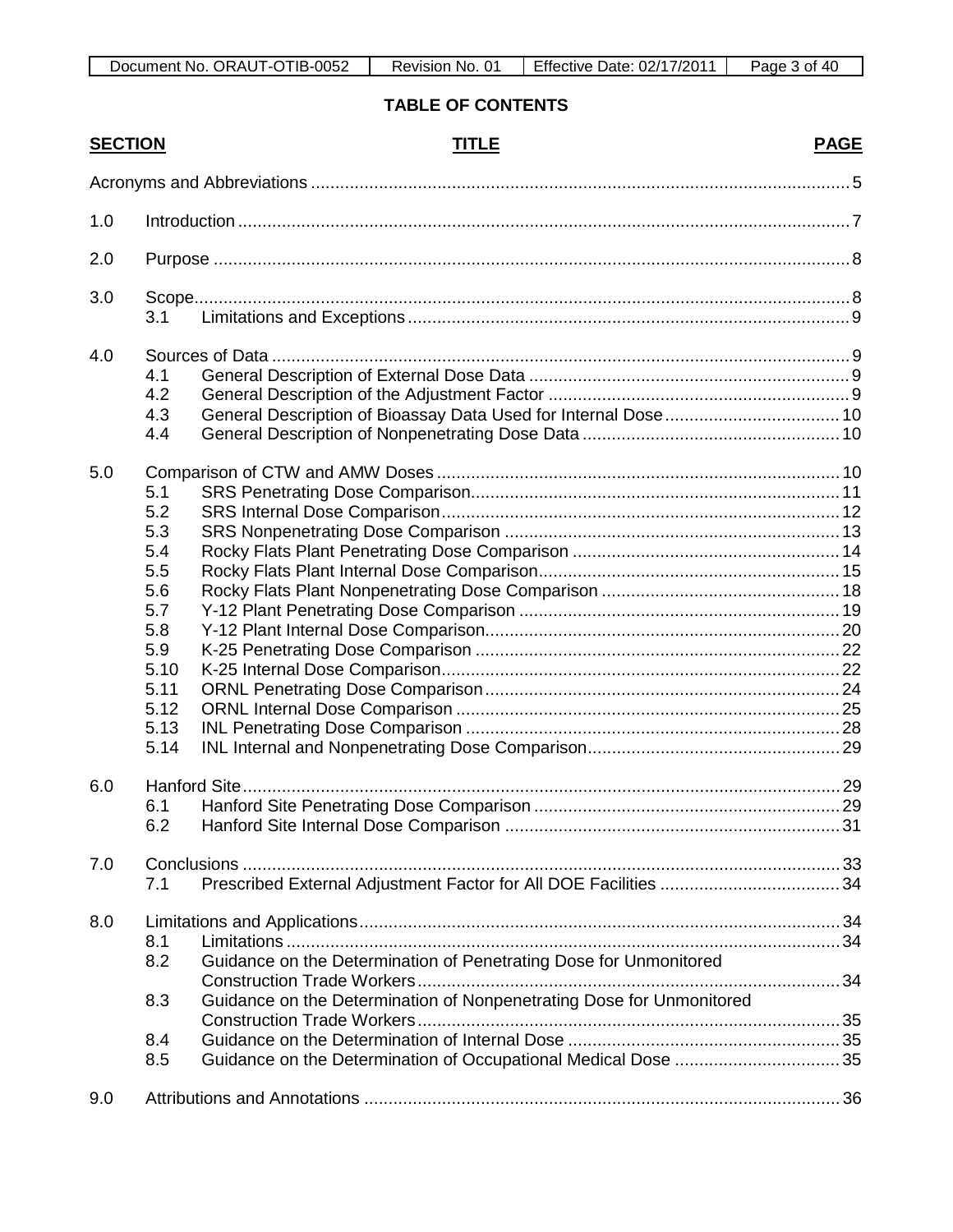## TABLE OF CONTENTS

| SECTION | | TITLE | PAGE |
|---|---|---|---|
| Acronyms and Abbreviations | | | 5 |
| 1.0 | Introduction | | 7 |
| 2.0 | Purpose | | 8 |
| 3.0 | Scope | | 8 |
| | 3.1 | Limitations and Exceptions | 9 |
| 4.0 | Sources of Data | | 9 |
| | 4.1 | General Description of External Dose Data | 9 |
| | 4.2 | General Description of the Adjustment Factor | 9 |
| | 4.3 | General Description of Bioassay Data Used for Internal Dose | 10 |
| | 4.4 | General Description of Nonpenetrating Dose Data | 10 |
| 5.0 | Comparison of CTW and AMW Doses | | 10 |
| | 5.1 | SRS Penetrating Dose Comparison | 11 |
| | 5.2 | SRS Internal Dose Comparison | 12 |
| | 5.3 | SRS Nonpenetrating Dose Comparison | 13 |
| | 5.4 | Rocky Flats Plant Penetrating Dose Comparison | 14 |
| | 5.5 | Rocky Flats Plant Internal Dose Comparison | 15 |
| | 5.6 | Rocky Flats Plant Nonpenetrating Dose Comparison | 18 |
| | 5.7 | Y-12 Plant Penetrating Dose Comparison | 19 |
| | 5.8 | Y-12 Plant Internal Dose Comparison | 20 |
| | 5.9 | K-25 Penetrating Dose Comparison | 22 |
| | 5.10 | K-25 Internal Dose Comparison | 22 |
| | 5.11 | ORNL Penetrating Dose Comparison | 24 |
| | 5.12 | ORNL Internal Dose Comparison | 25 |
| | 5.13 | INL Penetrating Dose Comparison | 28 |
| | 5.14 | INL Internal and Nonpenetrating Dose Comparison | 29 |
| 6.0 | Hanford Site | | 29 |
| | 6.1 | Hanford Site Penetrating Dose Comparison | 29 |
| | 6.2 | Hanford Site Internal Dose Comparison | 31 |
| 7.0 | Conclusions | | 33 |
| | 7.1 | Prescribed External Adjustment Factor for All DOE Facilities | 34 |
| 8.0 | Limitations and Applications | | 34 |
| | 8.1 | Limitations | 34 |
| | 8.2 | Guidance on the Determination of Penetrating Dose for Unmonitored Construction Trade Workers | 34 |
| | 8.3 | Guidance on the Determination of Nonpenetrating Dose for Unmonitored Construction Trade Workers | 35 |
| | 8.4 | Guidance on the Determination of Internal Dose | 35 |
| | 8.5 | Guidance on the Determination of Occupational Medical Dose | 35 |
| 9.0 | Attributions and Annotations | | 36 |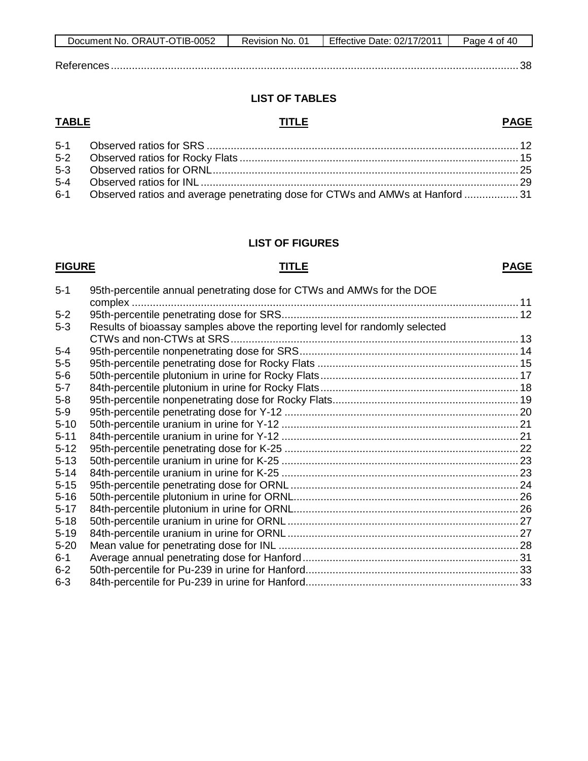References ........................................................................................................................... 38

## LIST OF TABLES

| TABLE | TITLE | PAGE |
|---|---|---|
| 5-1 | Observed ratios for SRS | 12 |
| 5-2 | Observed ratios for Rocky Flats | 15 |
| 5-3 | Observed ratios for ORNL | 25 |
| 5-4 | Observed ratios for INL | 29 |
| 6-1 | Observed ratios and average penetrating dose for CTWs and AMWs at Hanford | 31 |

## LIST OF FIGURES

| FIGURE | TITLE | PAGE |
|---|---|---|
| 5-1 | 95th-percentile annual penetrating dose for CTWs and AMWs for the DOE complex | 11 |
| 5-2 | 95th-percentile penetrating dose for SRS | 12 |
| 5-3 | Results of bioassay samples above the reporting level for randomly selected CTWs and non-CTWs at SRS | 13 |
| 5-4 | 95th-percentile nonpenetrating dose for SRS | 14 |
| 5-5 | 95th-percentile penetrating dose for Rocky Flats | 15 |
| 5-6 | 50th-percentile plutonium in urine for Rocky Flats | 17 |
| 5-7 | 84th-percentile plutonium in urine for Rocky Flats | 18 |
| 5-8 | 95th-percentile nonpenetrating dose for Rocky Flats | 19 |
| 5-9 | 95th-percentile penetrating dose for Y-12 | 20 |
| 5-10 | 50th-percentile uranium in urine for Y-12 | 21 |
| 5-11 | 84th-percentile uranium in urine for Y-12 | 21 |
| 5-12 | 95th-percentile penetrating dose for K-25 | 22 |
| 5-13 | 50th-percentile uranium in urine for K-25 | 23 |
| 5-14 | 84th-percentile uranium in urine for K-25 | 23 |
| 5-15 | 95th-percentile penetrating dose for ORNL | 24 |
| 5-16 | 50th-percentile plutonium in urine for ORNL | 26 |
| 5-17 | 84th-percentile plutonium in urine for ORNL | 26 |
| 5-18 | 50th-percentile uranium in urine for ORNL | 27 |
| 5-19 | 84th-percentile uranium in urine for ORNL | 27 |
| 5-20 | Mean value for penetrating dose for INL | 28 |
| 6-1 | Average annual penetrating dose for Hanford | 31 |
| 6-2 | 50th-percentile for Pu-239 in urine for Hanford | 33 |
| 6-3 | 84th-percentile for Pu-239 in urine for Hanford | 33 |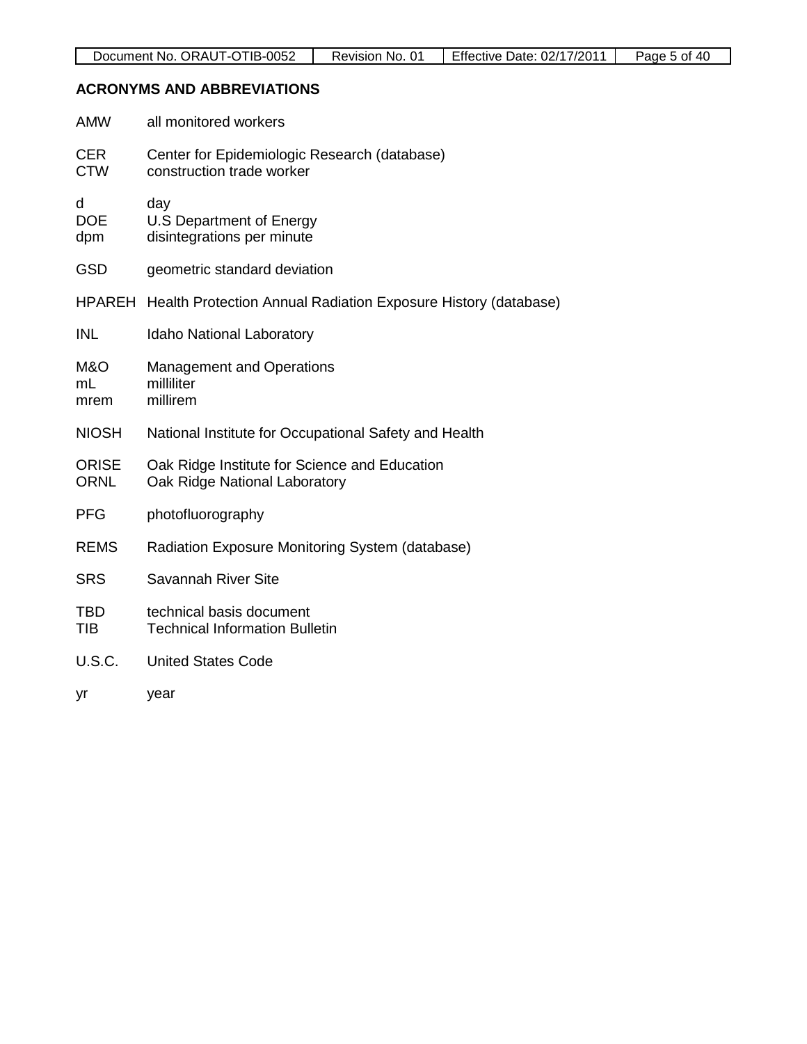## ACRONYMS AND ABBREVIATIONS

AMW all monitored workers

CER Center for Epidemiologic Research (database)
CTW construction trade worker

d day
DOE U.S Department of Energy
dpm disintegrations per minute

GSD geometric standard deviation

HPAREH Health Protection Annual Radiation Exposure History (database)

INL Idaho National Laboratory

M&O Management and Operations
mL milliliter
mrem millirem

NIOSH National Institute for Occupational Safety and Health

ORISE Oak Ridge Institute for Science and Education
ORNL Oak Ridge National Laboratory

PFG photofluorography

REMS Radiation Exposure Monitoring System (database)

SRS Savannah River Site

TBD technical basis document
TIB Technical Information Bulletin

U.S.C. United States Code

yr year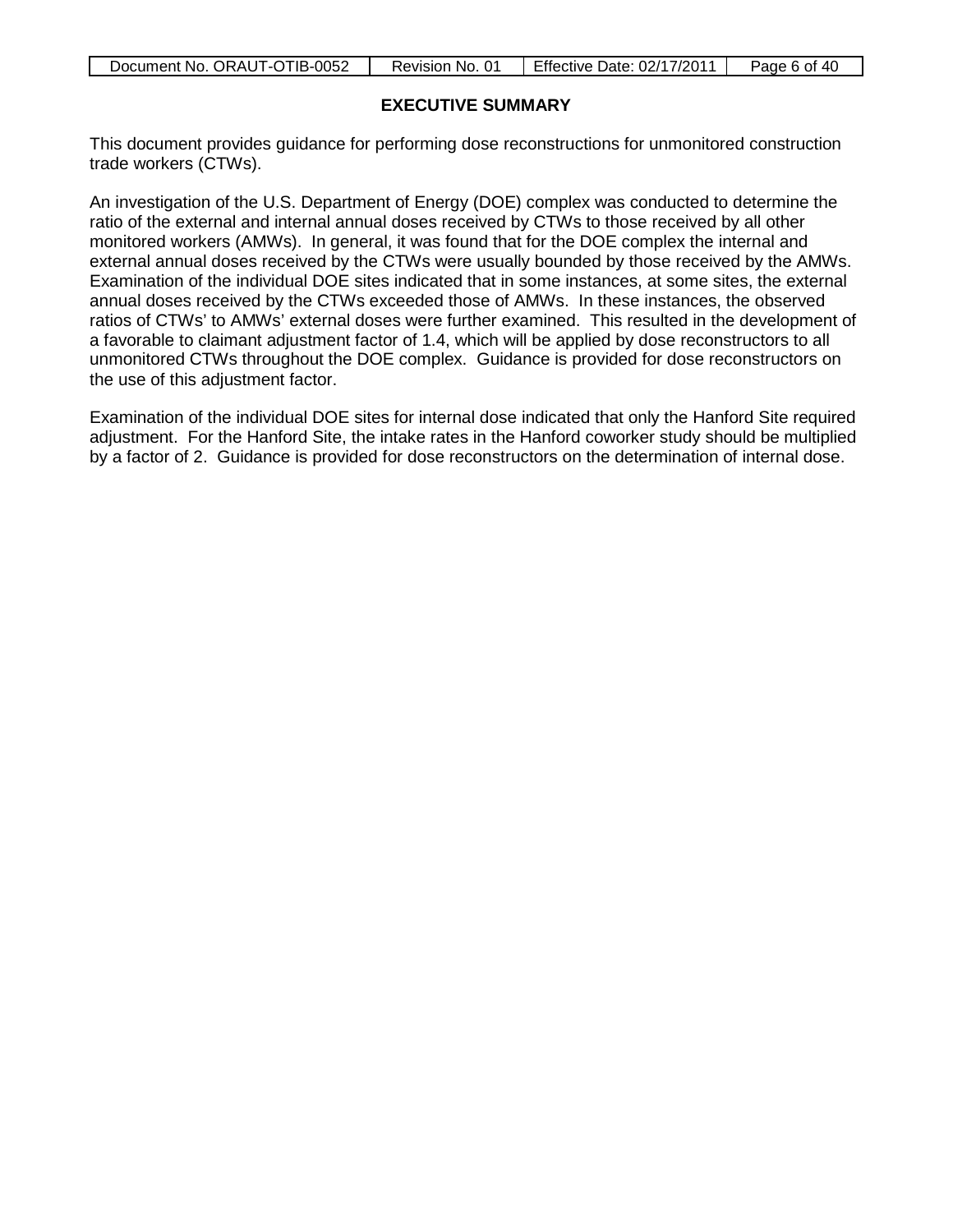## EXECUTIVE SUMMARY

This document provides guidance for performing dose reconstructions for unmonitored construction trade workers (CTWs).

An investigation of the U.S. Department of Energy (DOE) complex was conducted to determine the ratio of the external and internal annual doses received by CTWs to those received by all other monitored workers (AMWs). In general, it was found that for the DOE complex the internal and external annual doses received by the CTWs were usually bounded by those received by the AMWs. Examination of the individual DOE sites indicated that in some instances, at some sites, the external annual doses received by the CTWs exceeded those of AMWs. In these instances, the observed ratios of CTWs' to AMWs' external doses were further examined. This resulted in the development of a favorable to claimant adjustment factor of 1.4, which will be applied by dose reconstructors to all unmonitored CTWs throughout the DOE complex. Guidance is provided for dose reconstructors on the use of this adjustment factor.

Examination of the individual DOE sites for internal dose indicated that only the Hanford Site required adjustment. For the Hanford Site, the intake rates in the Hanford coworker study should be multiplied by a factor of 2. Guidance is provided for dose reconstructors on the determination of internal dose.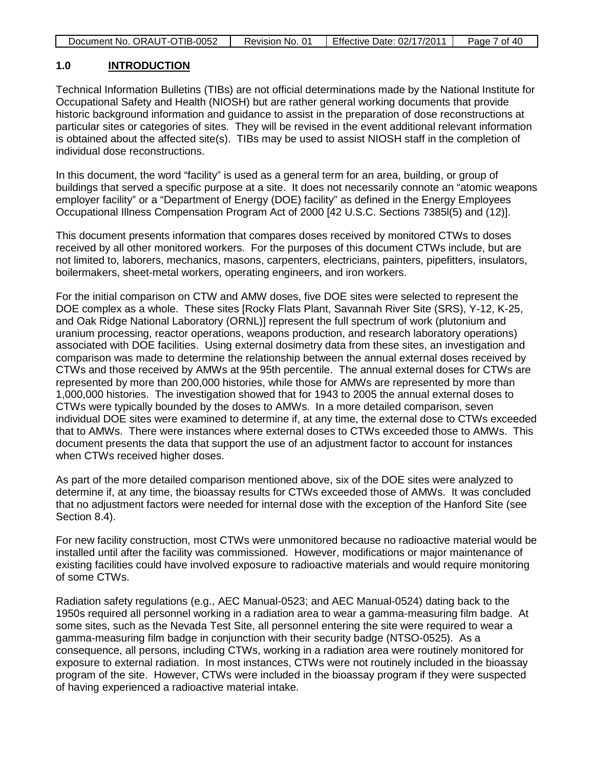## 1.0 INTRODUCTION

Technical Information Bulletins (TIBs) are not official determinations made by the National Institute for Occupational Safety and Health (NIOSH) but are rather general working documents that provide historic background information and guidance to assist in the preparation of dose reconstructions at particular sites or categories of sites. They will be revised in the event additional relevant information is obtained about the affected site(s). TIBs may be used to assist NIOSH staff in the completion of individual dose reconstructions.

In this document, the word "facility" is used as a general term for an area, building, or group of buildings that served a specific purpose at a site. It does not necessarily connote an "atomic weapons employer facility" or a "Department of Energy (DOE) facility" as defined in the Energy Employees Occupational Illness Compensation Program Act of 2000 [42 U.S.C. Sections 7385l(5) and (12)].

This document presents information that compares doses received by monitored CTWs to doses received by all other monitored workers. For the purposes of this document CTWs include, but are not limited to, laborers, mechanics, masons, carpenters, electricians, painters, pipefitters, insulators, boilermakers, sheet-metal workers, operating engineers, and iron workers.

For the initial comparison on CTW and AMW doses, five DOE sites were selected to represent the DOE complex as a whole. These sites [Rocky Flats Plant, Savannah River Site (SRS), Y-12, K-25, and Oak Ridge National Laboratory (ORNL)] represent the full spectrum of work (plutonium and uranium processing, reactor operations, weapons production, and research laboratory operations) associated with DOE facilities. Using external dosimetry data from these sites, an investigation and comparison was made to determine the relationship between the annual external doses received by CTWs and those received by AMWs at the 95th percentile. The annual external doses for CTWs are represented by more than 200,000 histories, while those for AMWs are represented by more than 1,000,000 histories. The investigation showed that for 1943 to 2005 the annual external doses to CTWs were typically bounded by the doses to AMWs. In a more detailed comparison, seven individual DOE sites were examined to determine if, at any time, the external dose to CTWs exceeded that to AMWs. There were instances where external doses to CTWs exceeded those to AMWs. This document presents the data that support the use of an adjustment factor to account for instances when CTWs received higher doses.

As part of the more detailed comparison mentioned above, six of the DOE sites were analyzed to determine if, at any time, the bioassay results for CTWs exceeded those of AMWs. It was concluded that no adjustment factors were needed for internal dose with the exception of the Hanford Site (see Section 8.4).

For new facility construction, most CTWs were unmonitored because no radioactive material would be installed until after the facility was commissioned. However, modifications or major maintenance of existing facilities could have involved exposure to radioactive materials and would require monitoring of some CTWs.

Radiation safety regulations (e.g., AEC Manual-0523; and AEC Manual-0524) dating back to the 1950s required all personnel working in a radiation area to wear a gamma-measuring film badge. At some sites, such as the Nevada Test Site, all personnel entering the site were required to wear a gamma-measuring film badge in conjunction with their security badge (NTSO-0525). As a consequence, all persons, including CTWs, working in a radiation area were routinely monitored for exposure to external radiation. In most instances, CTWs were not routinely included in the bioassay program of the site. However, CTWs were included in the bioassay program if they were suspected of having experienced a radioactive material intake.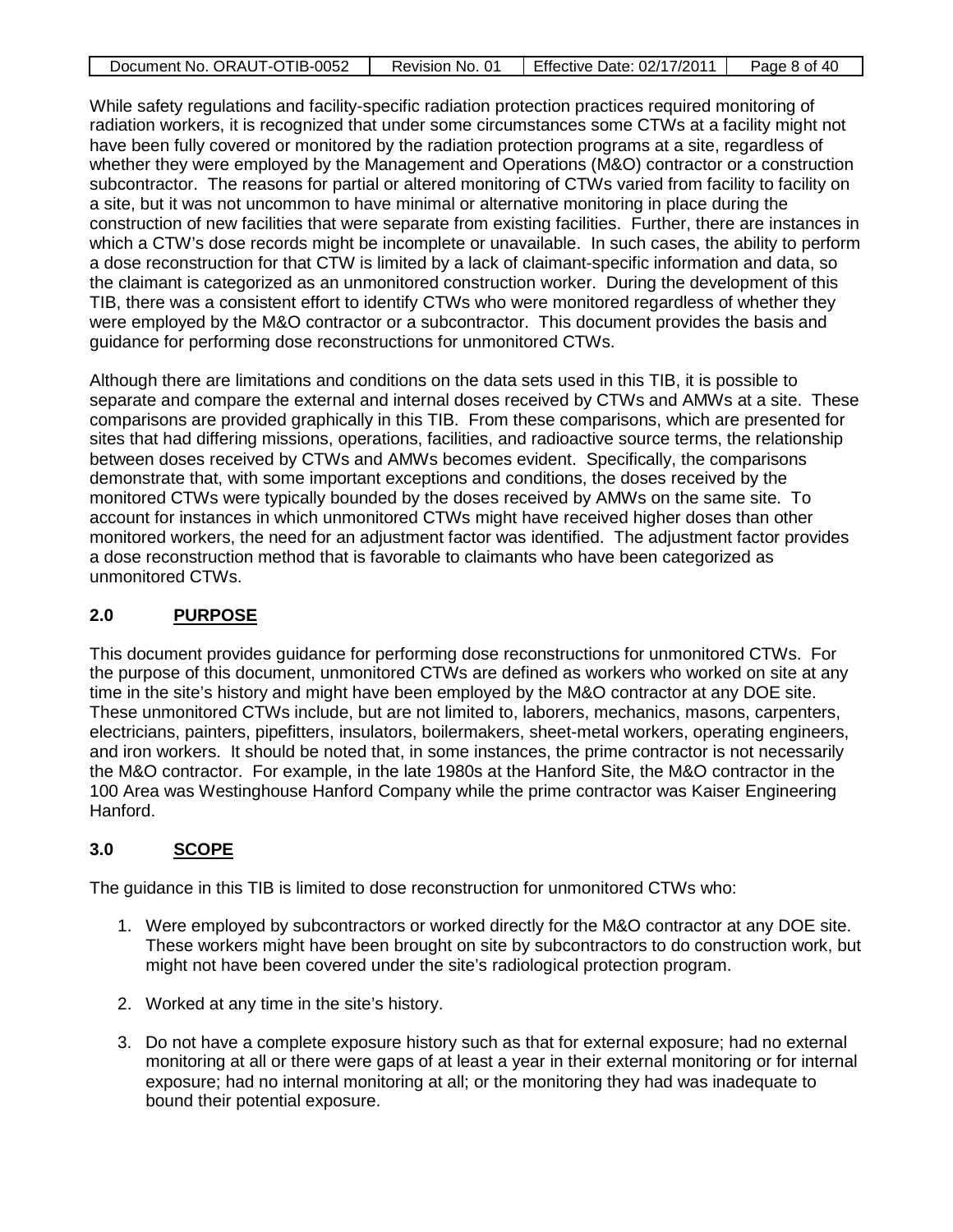While safety regulations and facility-specific radiation protection practices required monitoring of radiation workers, it is recognized that under some circumstances some CTWs at a facility might not have been fully covered or monitored by the radiation protection programs at a site, regardless of whether they were employed by the Management and Operations (M&O) contractor or a construction subcontractor. The reasons for partial or altered monitoring of CTWs varied from facility to facility on a site, but it was not uncommon to have minimal or alternative monitoring in place during the construction of new facilities that were separate from existing facilities. Further, there are instances in which a CTW's dose records might be incomplete or unavailable. In such cases, the ability to perform a dose reconstruction for that CTW is limited by a lack of claimant-specific information and data, so the claimant is categorized as an unmonitored construction worker. During the development of this TIB, there was a consistent effort to identify CTWs who were monitored regardless of whether they were employed by the M&O contractor or a subcontractor. This document provides the basis and guidance for performing dose reconstructions for unmonitored CTWs.

Although there are limitations and conditions on the data sets used in this TIB, it is possible to separate and compare the external and internal doses received by CTWs and AMWs at a site. These comparisons are provided graphically in this TIB. From these comparisons, which are presented for sites that had differing missions, operations, facilities, and radioactive source terms, the relationship between doses received by CTWs and AMWs becomes evident. Specifically, the comparisons demonstrate that, with some important exceptions and conditions, the doses received by the monitored CTWs were typically bounded by the doses received by AMWs on the same site. To account for instances in which unmonitored CTWs might have received higher doses than other monitored workers, the need for an adjustment factor was identified. The adjustment factor provides a dose reconstruction method that is favorable to claimants who have been categorized as unmonitored CTWs.

## 2.0 PURPOSE

This document provides guidance for performing dose reconstructions for unmonitored CTWs. For the purpose of this document, unmonitored CTWs are defined as workers who worked on site at any time in the site's history and might have been employed by the M&O contractor at any DOE site. These unmonitored CTWs include, but are not limited to, laborers, mechanics, masons, carpenters, electricians, painters, pipefitters, insulators, boilermakers, sheet-metal workers, operating engineers, and iron workers. It should be noted that, in some instances, the prime contractor is not necessarily the M&O contractor. For example, in the late 1980s at the Hanford Site, the M&O contractor in the 100 Area was Westinghouse Hanford Company while the prime contractor was Kaiser Engineering Hanford.

## 3.0 SCOPE

The guidance in this TIB is limited to dose reconstruction for unmonitored CTWs who:

1. Were employed by subcontractors or worked directly for the M&O contractor at any DOE site. These workers might have been brought on site by subcontractors to do construction work, but might not have been covered under the site's radiological protection program.
2. Worked at any time in the site's history.
3. Do not have a complete exposure history such as that for external exposure; had no external monitoring at all or there were gaps of at least a year in their external monitoring or for internal exposure; had no internal monitoring at all; or the monitoring they had was inadequate to bound their potential exposure.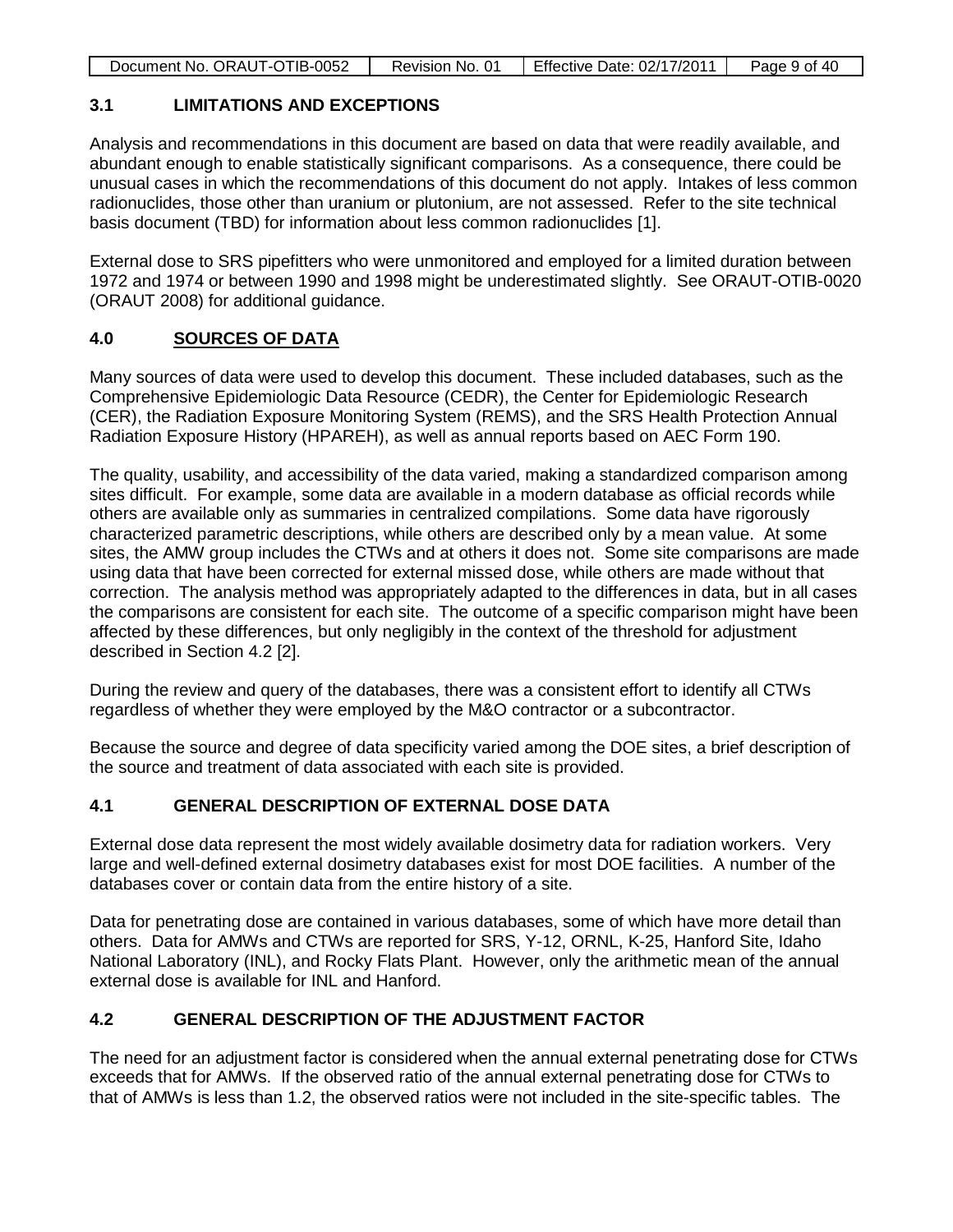## 3.1 LIMITATIONS AND EXCEPTIONS

Analysis and recommendations in this document are based on data that were readily available, and abundant enough to enable statistically significant comparisons. As a consequence, there could be unusual cases in which the recommendations of this document do not apply. Intakes of less common radionuclides, those other than uranium or plutonium, are not assessed. Refer to the site technical basis document (TBD) for information about less common radionuclides [1].

External dose to SRS pipefitters who were unmonitored and employed for a limited duration between 1972 and 1974 or between 1990 and 1998 might be underestimated slightly. See ORAUT-OTIB-0020 (ORAUT 2008) for additional guidance.

# 4.0 SOURCES OF DATA

Many sources of data were used to develop this document. These included databases, such as the Comprehensive Epidemiologic Data Resource (CEDR), the Center for Epidemiologic Research (CER), the Radiation Exposure Monitoring System (REMS), and the SRS Health Protection Annual Radiation Exposure History (HPAREH), as well as annual reports based on AEC Form 190.

The quality, usability, and accessibility of the data varied, making a standardized comparison among sites difficult. For example, some data are available in a modern database as official records while others are available only as summaries in centralized compilations. Some data have rigorously characterized parametric descriptions, while others are described only by a mean value. At some sites, the AMW group includes the CTWs and at others it does not. Some site comparisons are made using data that have been corrected for external missed dose, while others are made without that correction. The analysis method was appropriately adapted to the differences in data, but in all cases the comparisons are consistent for each site. The outcome of a specific comparison might have been affected by these differences, but only negligibly in the context of the threshold for adjustment described in Section 4.2 [2].

During the review and query of the databases, there was a consistent effort to identify all CTWs regardless of whether they were employed by the M&O contractor or a subcontractor.

Because the source and degree of data specificity varied among the DOE sites, a brief description of the source and treatment of data associated with each site is provided.

## 4.1 GENERAL DESCRIPTION OF EXTERNAL DOSE DATA

External dose data represent the most widely available dosimetry data for radiation workers. Very large and well-defined external dosimetry databases exist for most DOE facilities. A number of the databases cover or contain data from the entire history of a site.

Data for penetrating dose are contained in various databases, some of which have more detail than others. Data for AMWs and CTWs are reported for SRS, Y-12, ORNL, K-25, Hanford Site, Idaho National Laboratory (INL), and Rocky Flats Plant. However, only the arithmetic mean of the annual external dose is available for INL and Hanford.

## 4.2 GENERAL DESCRIPTION OF THE ADJUSTMENT FACTOR

The need for an adjustment factor is considered when the annual external penetrating dose for CTWs exceeds that for AMWs. If the observed ratio of the annual external penetrating dose for CTWs to that of AMWs is less than 1.2, the observed ratios were not included in the site-specific tables. The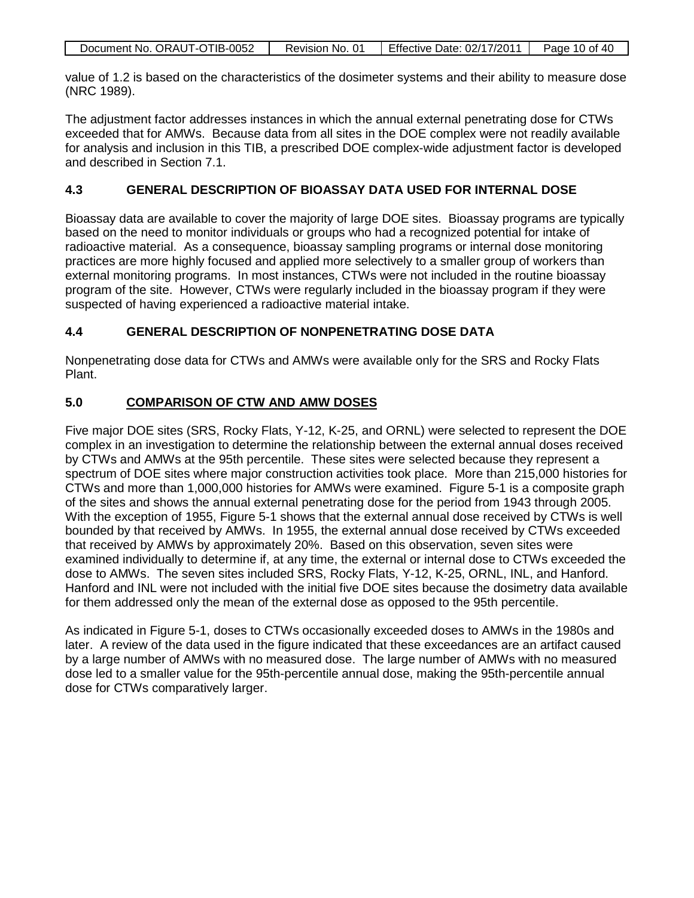value of 1.2 is based on the characteristics of the dosimeter systems and their ability to measure dose (NRC 1989).

The adjustment factor addresses instances in which the annual external penetrating dose for CTWs exceeded that for AMWs. Because data from all sites in the DOE complex were not readily available for analysis and inclusion in this TIB, a prescribed DOE complex-wide adjustment factor is developed and described in Section 7.1.

## 4.3 GENERAL DESCRIPTION OF BIOASSAY DATA USED FOR INTERNAL DOSE

Bioassay data are available to cover the majority of large DOE sites. Bioassay programs are typically based on the need to monitor individuals or groups who had a recognized potential for intake of radioactive material. As a consequence, bioassay sampling programs or internal dose monitoring practices are more highly focused and applied more selectively to a smaller group of workers than external monitoring programs. In most instances, CTWs were not included in the routine bioassay program of the site. However, CTWs were regularly included in the bioassay program if they were suspected of having experienced a radioactive material intake.

## 4.4 GENERAL DESCRIPTION OF NONPENETRATING DOSE DATA

Nonpenetrating dose data for CTWs and AMWs were available only for the SRS and Rocky Flats Plant.

# 5.0 COMPARISON OF CTW AND AMW DOSES

Five major DOE sites (SRS, Rocky Flats, Y-12, K-25, and ORNL) were selected to represent the DOE complex in an investigation to determine the relationship between the external annual doses received by CTWs and AMWs at the 95th percentile. These sites were selected because they represent a spectrum of DOE sites where major construction activities took place. More than 215,000 histories for CTWs and more than 1,000,000 histories for AMWs were examined. Figure 5-1 is a composite graph of the sites and shows the annual external penetrating dose for the period from 1943 through 2005. With the exception of 1955, Figure 5-1 shows that the external annual dose received by CTWs is well bounded by that received by AMWs. In 1955, the external annual dose received by CTWs exceeded that received by AMWs by approximately 20%. Based on this observation, seven sites were examined individually to determine if, at any time, the external or internal dose to CTWs exceeded the dose to AMWs. The seven sites included SRS, Rocky Flats, Y-12, K-25, ORNL, INL, and Hanford. Hanford and INL were not included with the initial five DOE sites because the dosimetry data available for them addressed only the mean of the external dose as opposed to the 95th percentile.

As indicated in Figure 5-1, doses to CTWs occasionally exceeded doses to AMWs in the 1980s and later. A review of the data used in the figure indicated that these exceedances are an artifact caused by a large number of AMWs with no measured dose. The large number of AMWs with no measured dose led to a smaller value for the 95th-percentile annual dose, making the 95th-percentile annual dose for CTWs comparatively larger.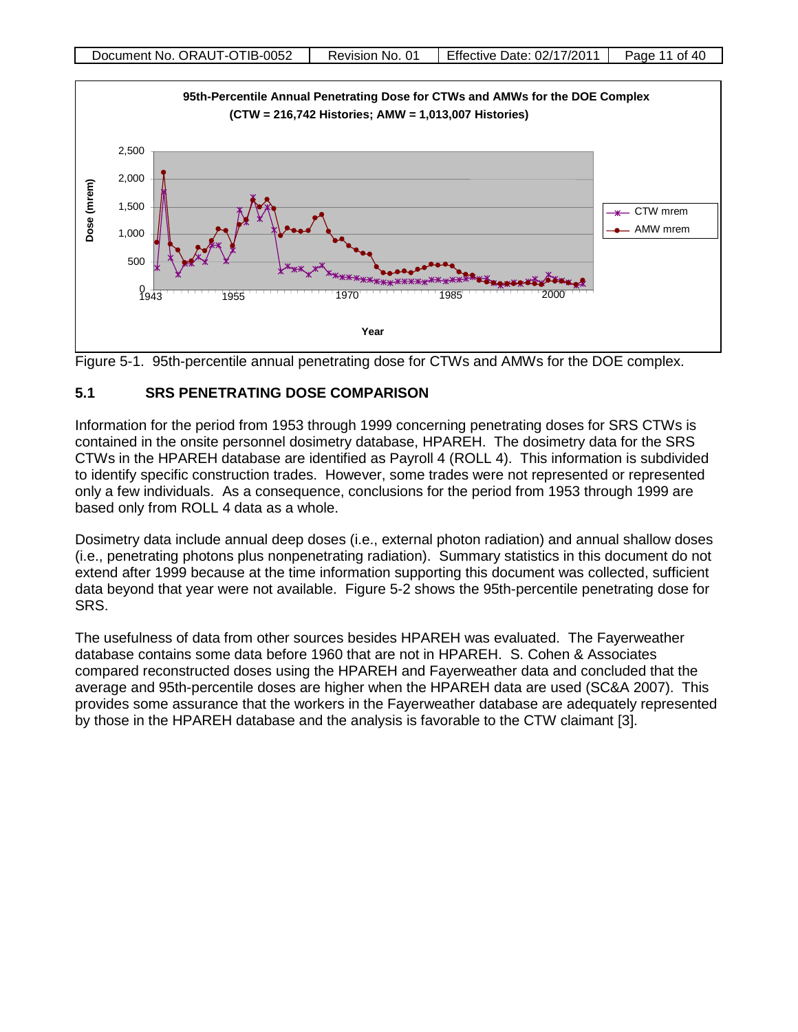Figure 5-1. 95th-percentile annual penetrating dose for CTWs and AMWs for the DOE complex.

### 5.1 SRS PENETRATING DOSE COMPARISON

Information for the period from 1953 through 1999 concerning penetrating doses for SRS CTWs is contained in the onsite personnel dosimetry database, HPAREH. The dosimetry data for the SRS CTWs in the HPAREH database are identified as Payroll 4 (ROLL 4). This information is subdivided to identify specific construction trades. However, some trades were not represented or represented only a few individuals. As a consequence, conclusions for the period from 1953 through 1999 are based only from ROLL 4 data as a whole.

Dosimetry data include annual deep doses (i.e., external photon radiation) and annual shallow doses (i.e., penetrating photons plus nonpenetrating radiation). Summary statistics in this document do not extend after 1999 because at the time information supporting this document was collected, sufficient data beyond that year were not available. Figure 5-2 shows the 95th-percentile penetrating dose for SRS.

The usefulness of data from other sources besides HPAREH was evaluated. The Fayerweather database contains some data before 1960 that are not in HPAREH. S. Cohen & Associates compared reconstructed doses using the HPAREH and Fayerweather data and concluded that the average and 95th-percentile doses are higher when the HPAREH data are used (SC&A 2007). This provides some assurance that the workers in the Fayerweather database are adequately represented by those in the HPAREH database and the analysis is favorable to the CTW claimant [3].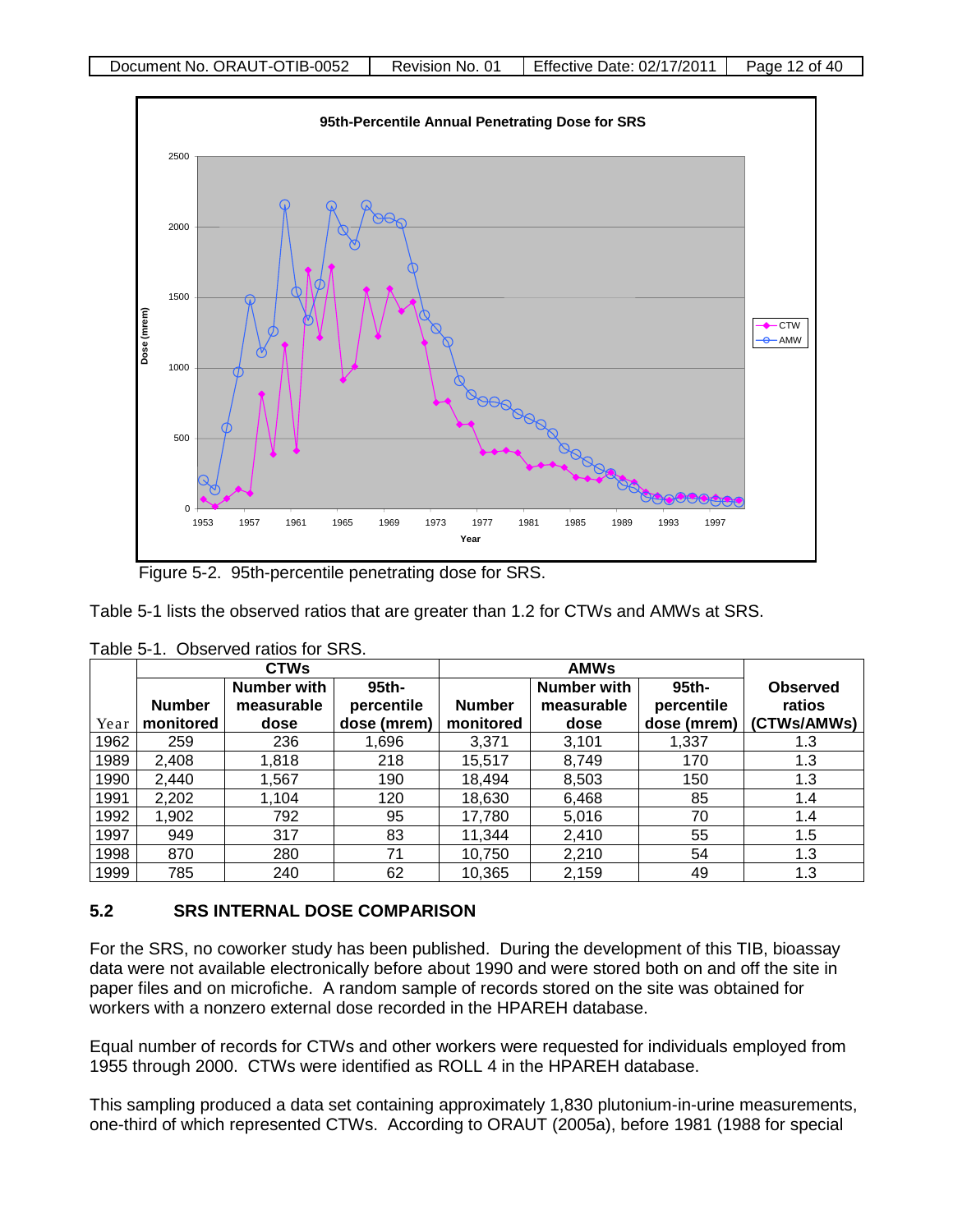Figure 5-2. 95th-percentile penetrating dose for SRS.

Table 5-1 lists the observed ratios that are greater than 1.2 for CTWs and AMWs at SRS.

Table 5-1. Observed ratios for SRS.

| | CTWs | | | AMWs | | | |
|---|---|---|---|---|---|---|---|
| Year | Number monitored | Number with measurable dose | 95th-percentile dose (mrem) | Number monitored | Number with measurable dose | 95th-percentile dose (mrem) | Observed ratios (CTWs/AMWs) |
| 1962 | 259 | 236 | 1,696 | 3,371 | 3,101 | 1,337 | 1.3 |
| 1989 | 2,408 | 1,818 | 218 | 15,517 | 8,749 | 170 | 1.3 |
| 1990 | 2,440 | 1,567 | 190 | 18,494 | 8,503 | 150 | 1.3 |
| 1991 | 2,202 | 1,104 | 120 | 18,630 | 6,468 | 85 | 1.4 |
| 1992 | 1,902 | 792 | 95 | 17,780 | 5,016 | 70 | 1.4 |
| 1997 | 949 | 317 | 83 | 11,344 | 2,410 | 55 | 1.5 |
| 1998 | 870 | 280 | 71 | 10,750 | 2,210 | 54 | 1.3 |
| 1999 | 785 | 240 | 62 | 10,365 | 2,159 | 49 | 1.3 |

## 5.2 SRS INTERNAL DOSE COMPARISON

For the SRS, no coworker study has been published. During the development of this TIB, bioassay data were not available electronically before about 1990 and were stored both on and off the site in paper files and on microfiche. A random sample of records stored on the site was obtained for workers with a nonzero external dose recorded in the HPAREH database.

Equal number of records for CTWs and other workers were requested for individuals employed from 1955 through 2000. CTWs were identified as ROLL 4 in the HPAREH database.

This sampling produced a data set containing approximately 1,830 plutonium-in-urine measurements, one-third of which represented CTWs. According to ORAUT (2005a), before 1981 (1988 for special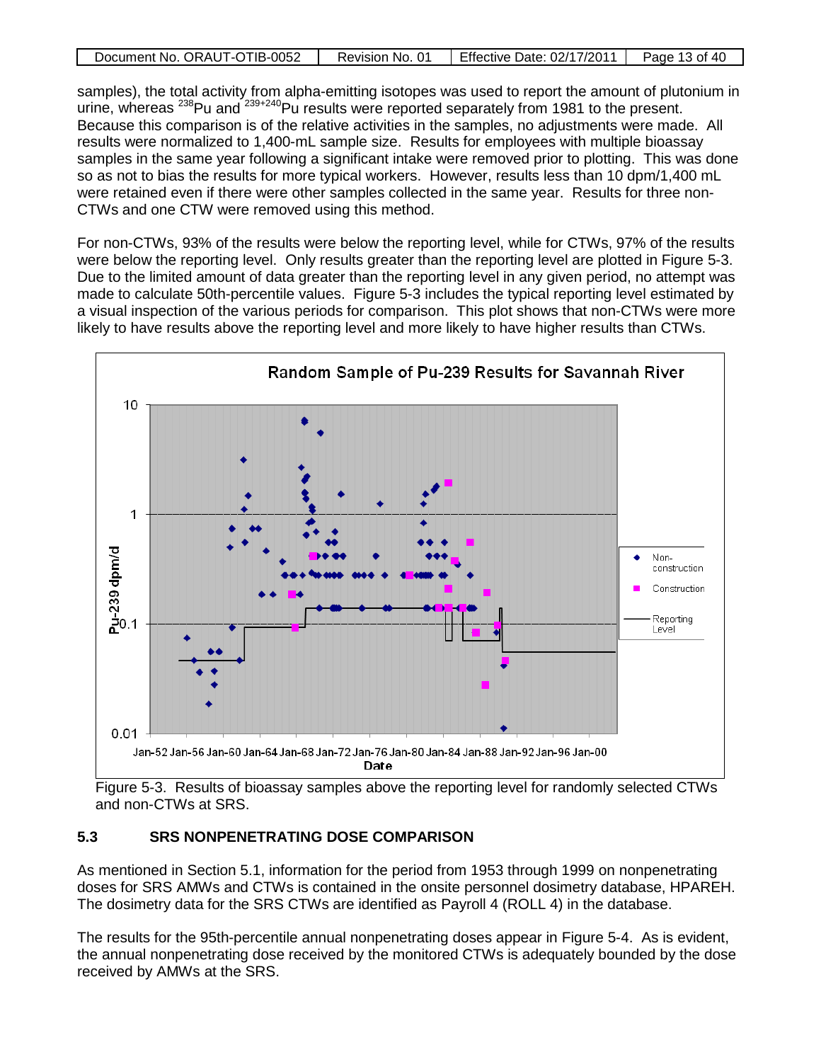samples), the total activity from alpha-emitting isotopes was used to report the amount of plutonium in urine, whereas $^{238}$Pu and $^{239+240}$Pu results were reported separately from 1981 to the present. Because this comparison is of the relative activities in the samples, no adjustments were made. All results were normalized to 1,400-mL sample size. Results for employees with multiple bioassay samples in the same year following a significant intake were removed prior to plotting. This was done so as not to bias the results for more typical workers. However, results less than 10 dpm/1,400 mL were retained even if there were other samples collected in the same year. Results for three non-CTWs and one CTW were removed using this method.

For non-CTWs, 93% of the results were below the reporting level, while for CTWs, 97% of the results were below the reporting level. Only results greater than the reporting level are plotted in Figure 5-3. Due to the limited amount of data greater than the reporting level in any given period, no attempt was made to calculate 50th-percentile values. Figure 5-3 includes the typical reporting level estimated by a visual inspection of the various periods for comparison. This plot shows that non-CTWs were more likely to have results above the reporting level and more likely to have higher results than CTWs.

Figure 5-3. Results of bioassay samples above the reporting level for randomly selected CTWs and non-CTWs at SRS.

## 5.3 SRS NONPENETRATING DOSE COMPARISON

As mentioned in Section 5.1, information for the period from 1953 through 1999 on nonpenetrating doses for SRS AMWs and CTWs is contained in the onsite personnel dosimetry database, HPAREH. The dosimetry data for the SRS CTWs are identified as Payroll 4 (ROLL 4) in the database.

The results for the 95th-percentile annual nonpenetrating doses appear in Figure 5-4. As is evident, the annual nonpenetrating dose received by the monitored CTWs is adequately bounded by the dose received by AMWs at the SRS.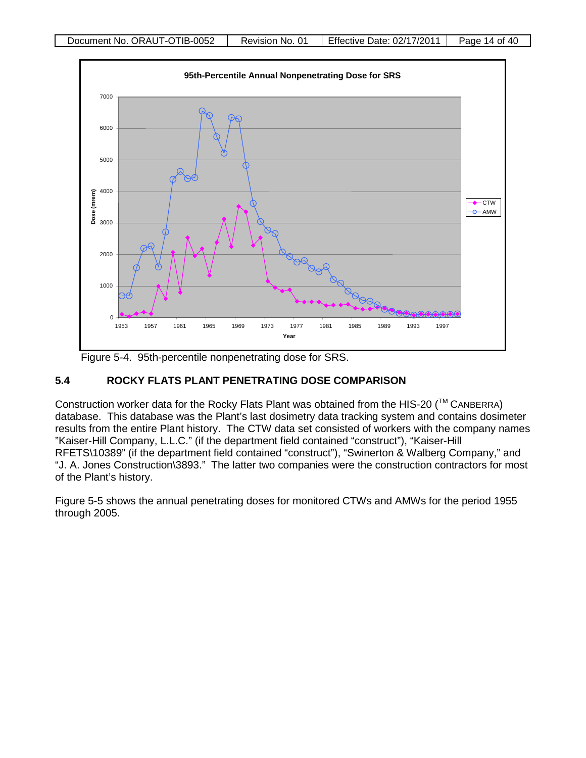Figure 5-4. 95th-percentile nonpenetrating dose for SRS.

## 5.4 ROCKY FLATS PLANT PENETRATING DOSE COMPARISON

Construction worker data for the Rocky Flats Plant was obtained from the HIS-20 (TM CANBERRA) database. This database was the Plant's last dosimetry data tracking system and contains dosimeter results from the entire Plant history. The CTW data set consisted of workers with the company names "Kaiser-Hill Company, L.L.C." (if the department field contained "construct"), "Kaiser-Hill RFETS\10389" (if the department field contained "construct"), "Swinerton & Walberg Company," and "J. A. Jones Construction\3893." The latter two companies were the construction contractors for most of the Plant's history.

Figure 5-5 shows the annual penetrating doses for monitored CTWs and AMWs for the period 1955 through 2005.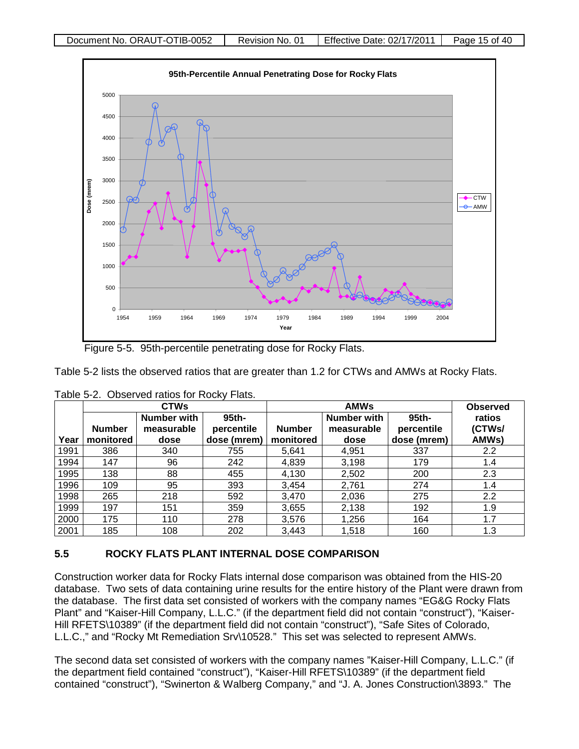Figure 5-5. 95th-percentile penetrating dose for Rocky Flats.

Table 5-2 lists the observed ratios that are greater than 1.2 for CTWs and AMWs at Rocky Flats.

Table 5-2. Observed ratios for Rocky Flats.

| Year | CTWs | | | AMWs | | | Observed ratios (CTWs/ AMWs) |
|---|---|---|---|---|---|---|---|
| | Number monitored | Number with measurable dose | 95th-percentile dose (mrem) | Number monitored | Number with measurable dose | 95th-percentile dose (mrem) | |
| 1991 | 386 | 340 | 755 | 5,641 | 4,951 | 337 | 2.2 |
| 1994 | 147 | 96 | 242 | 4,839 | 3,198 | 179 | 1.4 |
| 1995 | 138 | 88 | 455 | 4,130 | 2,502 | 200 | 2.3 |
| 1996 | 109 | 95 | 393 | 3,454 | 2,761 | 274 | 1.4 |
| 1998 | 265 | 218 | 592 | 3,470 | 2,036 | 275 | 2.2 |
| 1999 | 197 | 151 | 359 | 3,655 | 2,138 | 192 | 1.9 |
| 2000 | 175 | 110 | 278 | 3,576 | 1,256 | 164 | 1.7 |
| 2001 | 185 | 108 | 202 | 3,443 | 1,518 | 160 | 1.3 |

## 5.5 ROCKY FLATS PLANT INTERNAL DOSE COMPARISON

Construction worker data for Rocky Flats internal dose comparison was obtained from the HIS-20 database. Two sets of data containing urine results for the entire history of the Plant were drawn from the database. The first data set consisted of workers with the company names "EG&G Rocky Flats Plant" and "Kaiser-Hill Company, L.L.C." (if the department field did not contain "construct"), "Kaiser-Hill RFETS\10389" (if the department field did not contain "construct"), "Safe Sites of Colorado, L.L.C.," and "Rocky Mt Remediation Srv\10528." This set was selected to represent AMWs.

The second data set consisted of workers with the company names "Kaiser-Hill Company, L.L.C." (if the department field contained "construct"), "Kaiser-Hill RFETS\10389" (if the department field contained "construct"), "Swinerton & Walberg Company," and "J. A. Jones Construction\3893." The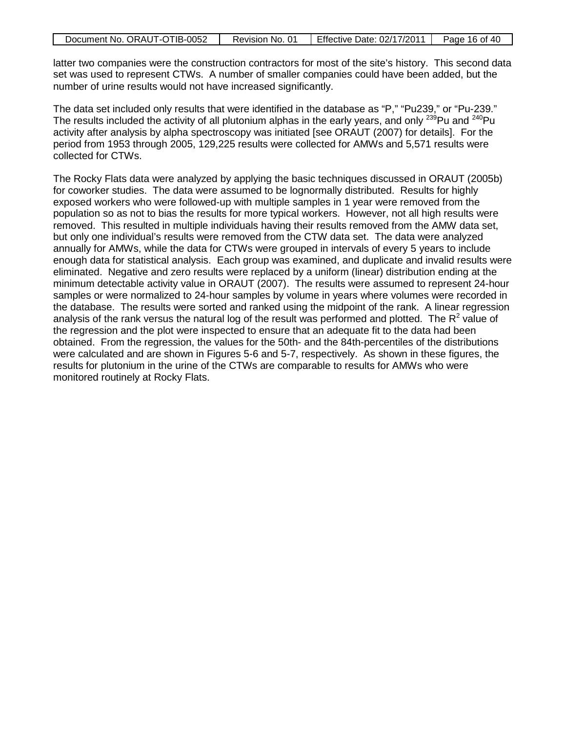latter two companies were the construction contractors for most of the site's history. This second data set was used to represent CTWs. A number of smaller companies could have been added, but the number of urine results would not have increased significantly.

The data set included only results that were identified in the database as "P," "Pu239," or "Pu-239." The results included the activity of all plutonium alphas in the early years, and only $^{239}$Pu and $^{240}$Pu activity after analysis by alpha spectroscopy was initiated [see ORAUT (2007) for details]. For the period from 1953 through 2005, 129,225 results were collected for AMWs and 5,571 results were collected for CTWs.

The Rocky Flats data were analyzed by applying the basic techniques discussed in ORAUT (2005b) for coworker studies. The data were assumed to be lognormally distributed. Results for highly exposed workers who were followed-up with multiple samples in 1 year were removed from the population so as not to bias the results for more typical workers. However, not all high results were removed. This resulted in multiple individuals having their results removed from the AMW data set, but only one individual's results were removed from the CTW data set. The data were analyzed annually for AMWs, while the data for CTWs were grouped in intervals of every 5 years to include enough data for statistical analysis. Each group was examined, and duplicate and invalid results were eliminated. Negative and zero results were replaced by a uniform (linear) distribution ending at the minimum detectable activity value in ORAUT (2007). The results were assumed to represent 24-hour samples or were normalized to 24-hour samples by volume in years where volumes were recorded in the database. The results were sorted and ranked using the midpoint of the rank. A linear regression analysis of the rank versus the natural log of the result was performed and plotted. The $R^2$ value of the regression and the plot were inspected to ensure that an adequate fit to the data had been obtained. From the regression, the values for the 50th- and the 84th-percentiles of the distributions were calculated and are shown in Figures 5-6 and 5-7, respectively. As shown in these figures, the results for plutonium in the urine of the CTWs are comparable to results for AMWs who were monitored routinely at Rocky Flats.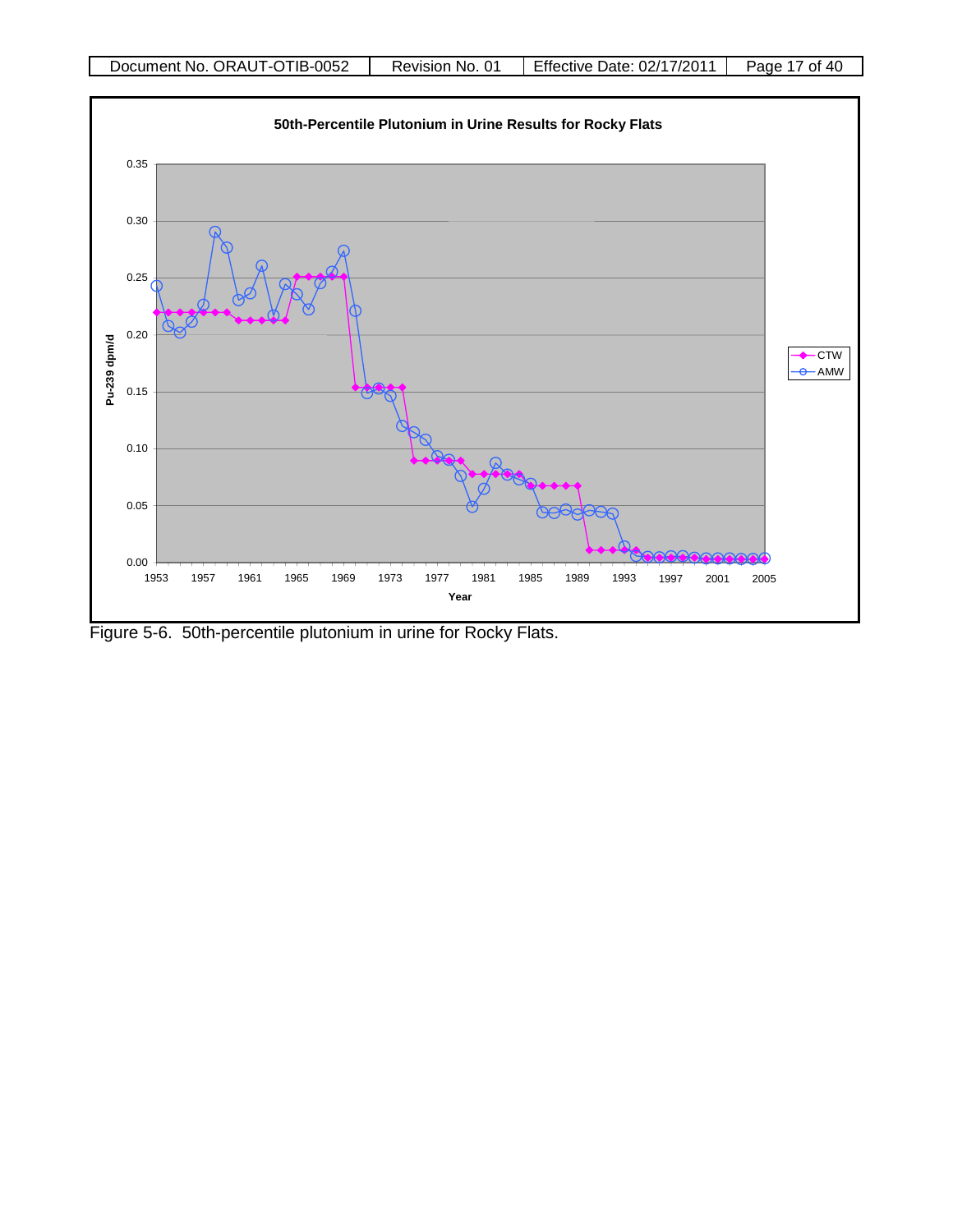Figure 5-6. 50th-percentile plutonium in urine for Rocky Flats.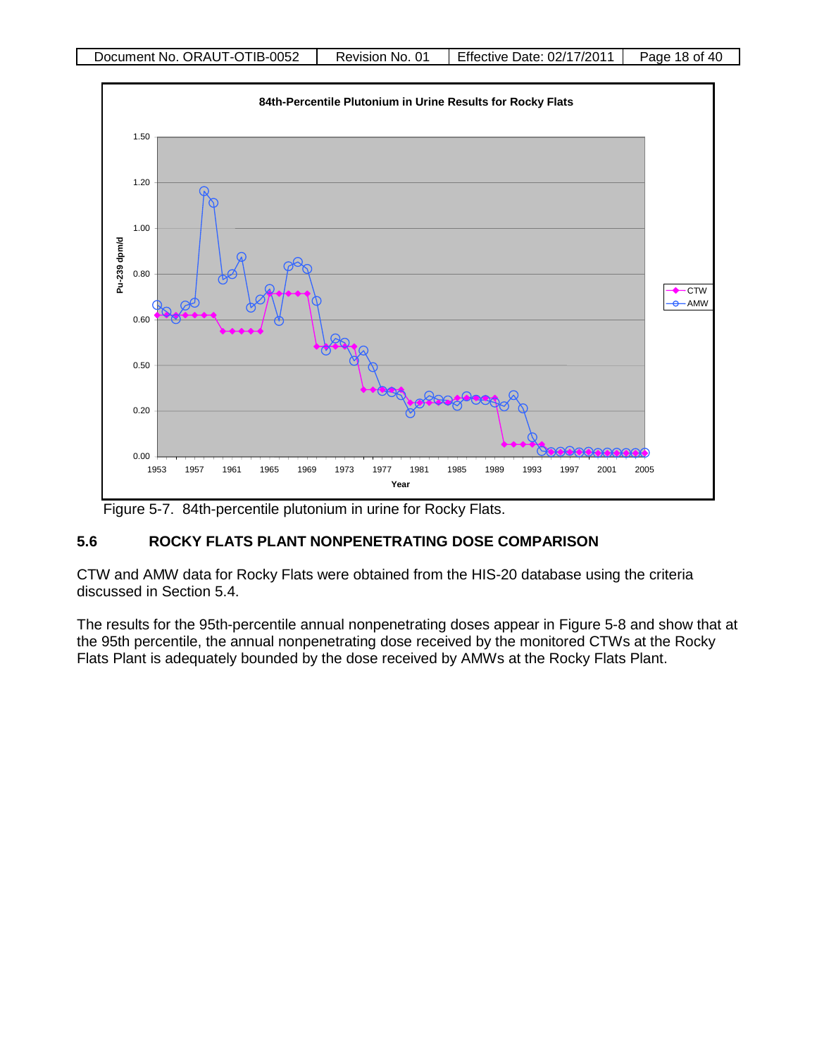Figure 5-7. 84th-percentile plutonium in urine for Rocky Flats.

## 5.6 ROCKY FLATS PLANT NONPENETRATING DOSE COMPARISON

CTW and AMW data for Rocky Flats were obtained from the HIS-20 database using the criteria discussed in Section 5.4.

The results for the 95th-percentile annual nonpenetrating doses appear in Figure 5-8 and show that at the 95th percentile, the annual nonpenetrating dose received by the monitored CTWs at the Rocky Flats Plant is adequately bounded by the dose received by AMWs at the Rocky Flats Plant.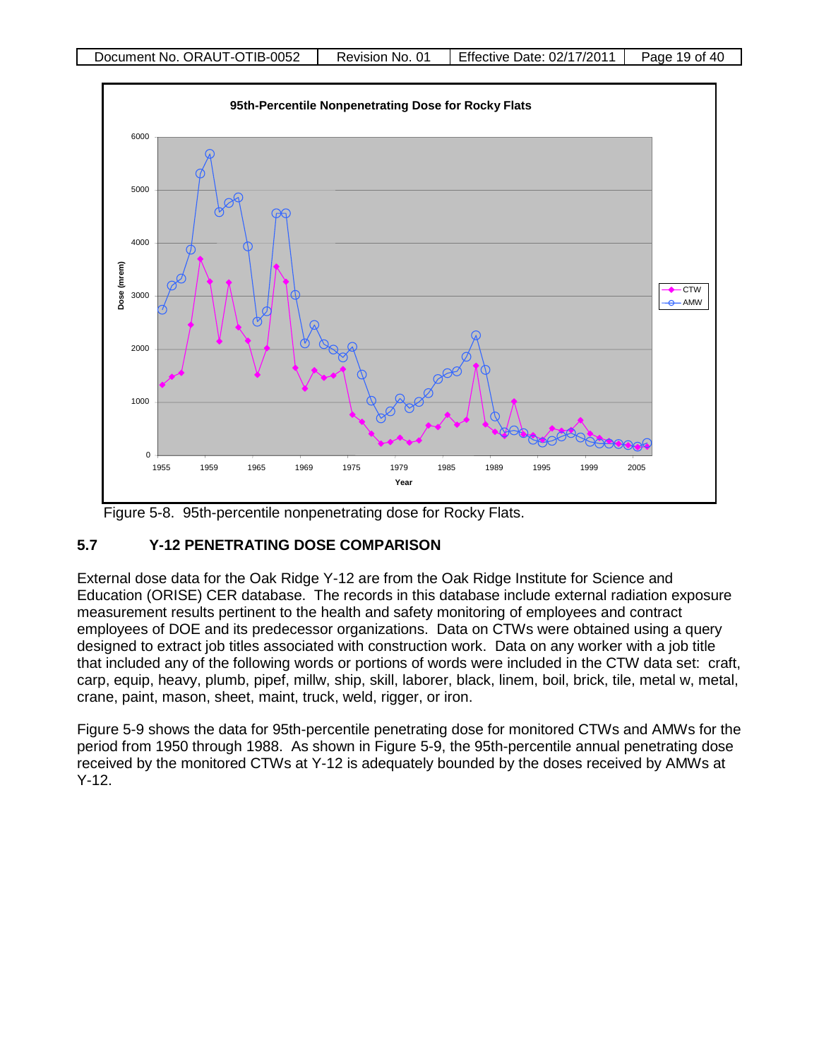Figure 5-8. 95th-percentile nonpenetrating dose for Rocky Flats.

## 5.7 Y-12 PENETRATING DOSE COMPARISON

External dose data for the Oak Ridge Y-12 are from the Oak Ridge Institute for Science and Education (ORISE) CER database. The records in this database include external radiation exposure measurement results pertinent to the health and safety monitoring of employees and contract employees of DOE and its predecessor organizations. Data on CTWs were obtained using a query designed to extract job titles associated with construction work. Data on any worker with a job title that included any of the following words or portions of words were included in the CTW data set: craft, carp, equip, heavy, plumb, pipef, millw, ship, skill, laborer, black, linem, boil, brick, tile, metal w, metal, crane, paint, mason, sheet, maint, truck, weld, rigger, or iron.

Figure 5-9 shows the data for 95th-percentile penetrating dose for monitored CTWs and AMWs for the period from 1950 through 1988. As shown in Figure 5-9, the 95th-percentile annual penetrating dose received by the monitored CTWs at Y-12 is adequately bounded by the doses received by AMWs at Y-12.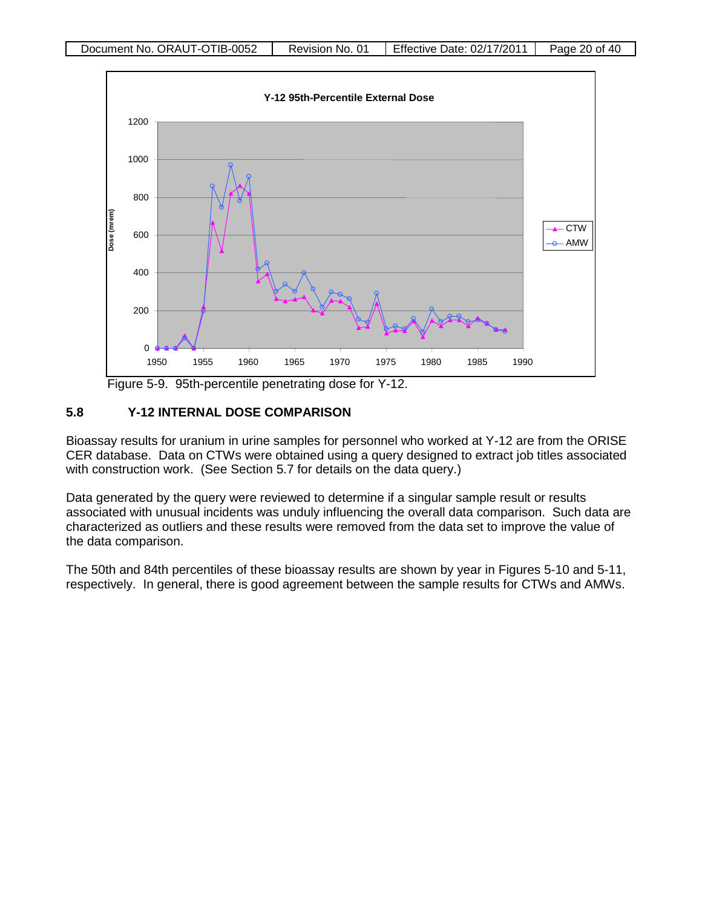Figure 5-9. 95th-percentile penetrating dose for Y-12.

## 5.8 Y-12 INTERNAL DOSE COMPARISON

Bioassay results for uranium in urine samples for personnel who worked at Y-12 are from the ORISE CER database. Data on CTWs were obtained using a query designed to extract job titles associated with construction work. (See Section 5.7 for details on the data query.)

Data generated by the query were reviewed to determine if a singular sample result or results associated with unusual incidents was unduly influencing the overall data comparison. Such data are characterized as outliers and these results were removed from the data set to improve the value of the data comparison.

The 50th and 84th percentiles of these bioassay results are shown by year in Figures 5-10 and 5-11, respectively. In general, there is good agreement between the sample results for CTWs and AMWs.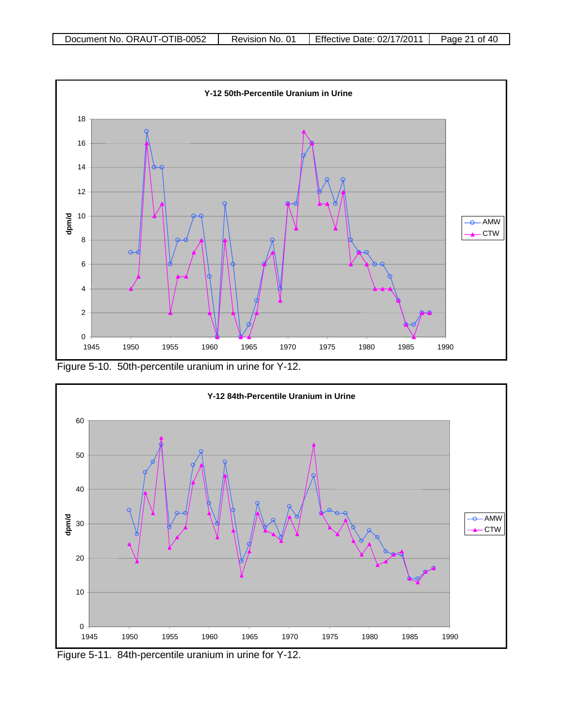Figure 5-10. 50th-percentile uranium in urine for Y-12.

Figure 5-11. 84th-percentile uranium in urine for Y-12.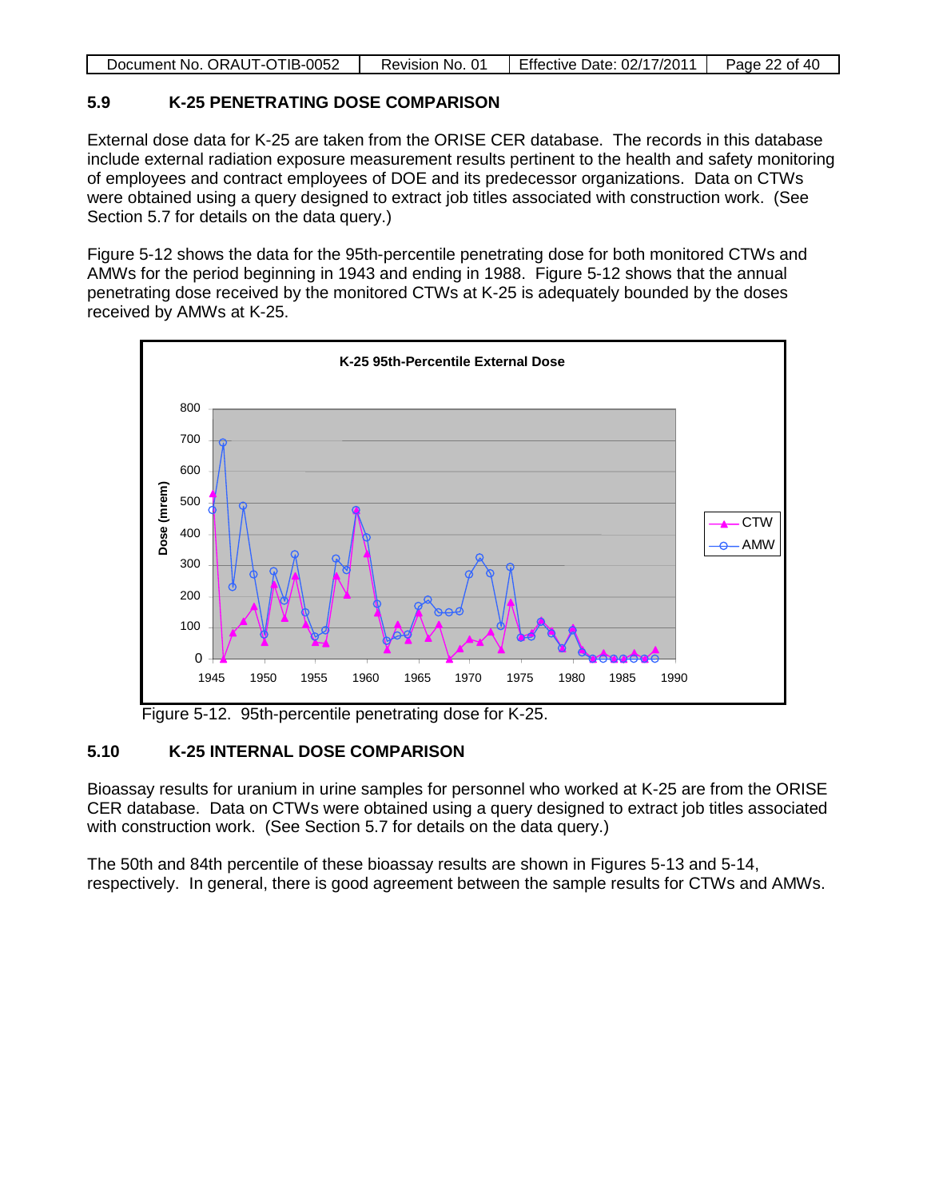## 5.9 K-25 PENETRATING DOSE COMPARISON

External dose data for K-25 are taken from the ORISE CER database. The records in this database include external radiation exposure measurement results pertinent to the health and safety monitoring of employees and contract employees of DOE and its predecessor organizations. Data on CTWs were obtained using a query designed to extract job titles associated with construction work. (See Section 5.7 for details on the data query.)

Figure 5-12 shows the data for the 95th-percentile penetrating dose for both monitored CTWs and AMWs for the period beginning in 1943 and ending in 1988. Figure 5-12 shows that the annual penetrating dose received by the monitored CTWs at K-25 is adequately bounded by the doses received by AMWs at K-25.

Figure 5-12. 95th-percentile penetrating dose for K-25.

## 5.10 K-25 INTERNAL DOSE COMPARISON

Bioassay results for uranium in urine samples for personnel who worked at K-25 are from the ORISE CER database. Data on CTWs were obtained using a query designed to extract job titles associated with construction work. (See Section 5.7 for details on the data query.)

The 50th and 84th percentile of these bioassay results are shown in Figures 5-13 and 5-14, respectively. In general, there is good agreement between the sample results for CTWs and AMWs.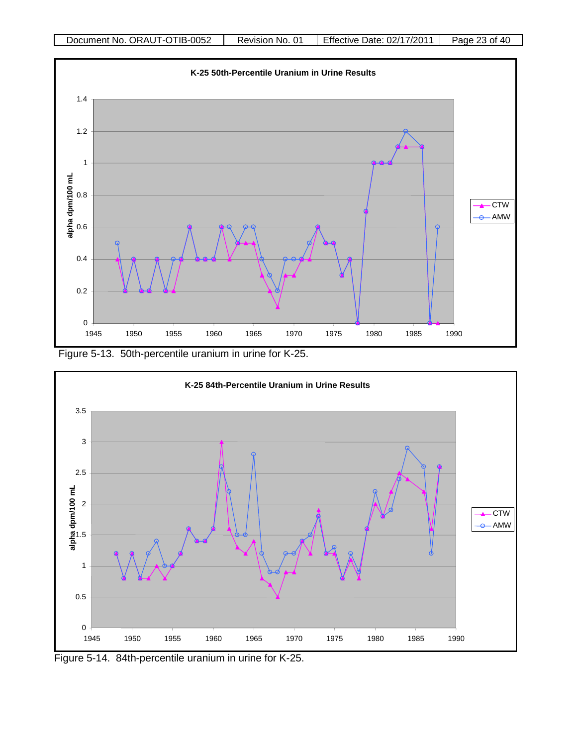Figure 5-13. 50th-percentile uranium in urine for K-25.

Figure 5-14. 84th-percentile uranium in urine for K-25.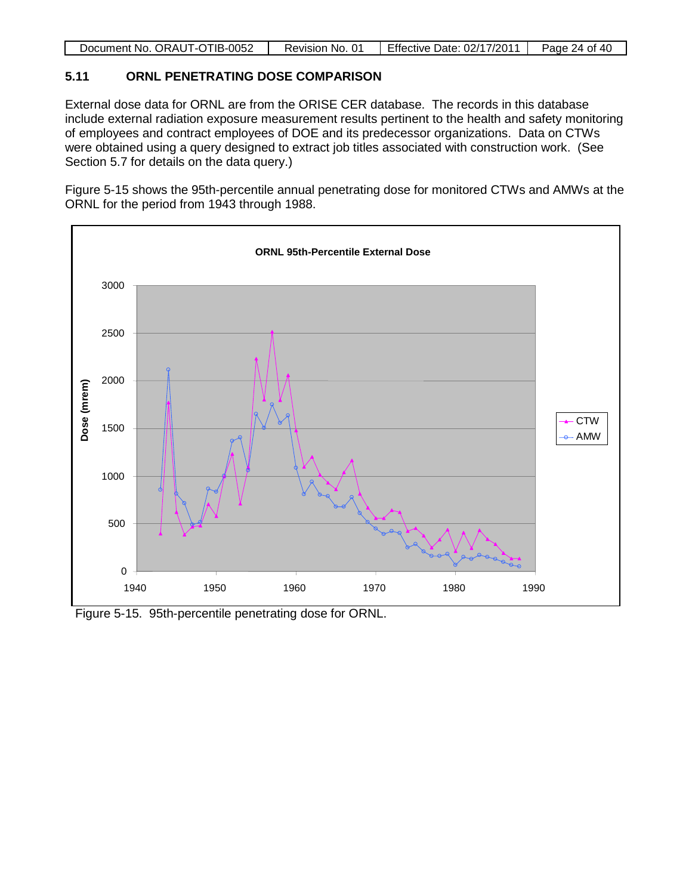## 5.11 ORNL PENETRATING DOSE COMPARISON

External dose data for ORNL are from the ORISE CER database. The records in this database include external radiation exposure measurement results pertinent to the health and safety monitoring of employees and contract employees of DOE and its predecessor organizations. Data on CTWs were obtained using a query designed to extract job titles associated with construction work. (See Section 5.7 for details on the data query.)

Figure 5-15 shows the 95th-percentile annual penetrating dose for monitored CTWs and AMWs at the ORNL for the period from 1943 through 1988.

Figure 5-15. 95th-percentile penetrating dose for ORNL.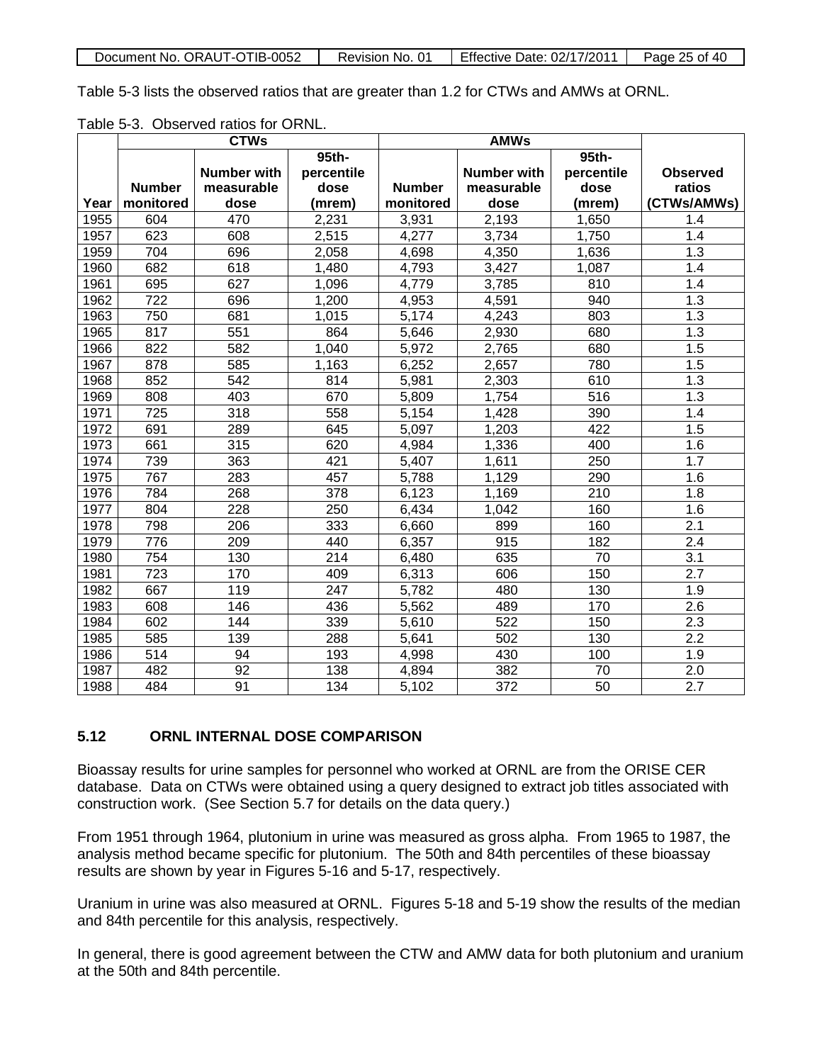Table 5-3 lists the observed ratios that are greater than 1.2 for CTWs and AMWs at ORNL.

Table 5-3. Observed ratios for ORNL.

| | CTWs | | | AMWs | | | |
|---|---|---|---|---|---|---|---|
| Year | Number monitored | Number with measurable dose | 95th-percentile dose (mrem) | Number monitored | Number with measurable dose | 95th-percentile dose (mrem) | Observed ratios (CTWs/AMWs) |
| 1955 | 604 | 470 | 2,231 | 3,931 | 2,193 | 1,650 | 1.4 |
| 1957 | 623 | 608 | 2,515 | 4,277 | 3,734 | 1,750 | 1.4 |
| 1959 | 704 | 696 | 2,058 | 4,698 | 4,350 | 1,636 | 1.3 |
| 1960 | 682 | 618 | 1,480 | 4,793 | 3,427 | 1,087 | 1.4 |
| 1961 | 695 | 627 | 1,096 | 4,779 | 3,785 | 810 | 1.4 |
| 1962 | 722 | 696 | 1,200 | 4,953 | 4,591 | 940 | 1.3 |
| 1963 | 750 | 681 | 1,015 | 5,174 | 4,243 | 803 | 1.3 |
| 1965 | 817 | 551 | 864 | 5,646 | 2,930 | 680 | 1.3 |
| 1966 | 822 | 582 | 1,040 | 5,972 | 2,765 | 680 | 1.5 |
| 1967 | 878 | 585 | 1,163 | 6,252 | 2,657 | 780 | 1.5 |
| 1968 | 852 | 542 | 814 | 5,981 | 2,303 | 610 | 1.3 |
| 1969 | 808 | 403 | 670 | 5,809 | 1,754 | 516 | 1.3 |
| 1971 | 725 | 318 | 558 | 5,154 | 1,428 | 390 | 1.4 |
| 1972 | 691 | 289 | 645 | 5,097 | 1,203 | 422 | 1.5 |
| 1973 | 661 | 315 | 620 | 4,984 | 1,336 | 400 | 1.6 |
| 1974 | 739 | 363 | 421 | 5,407 | 1,611 | 250 | 1.7 |
| 1975 | 767 | 283 | 457 | 5,788 | 1,129 | 290 | 1.6 |
| 1976 | 784 | 268 | 378 | 6,123 | 1,169 | 210 | 1.8 |
| 1977 | 804 | 228 | 250 | 6,434 | 1,042 | 160 | 1.6 |
| 1978 | 798 | 206 | 333 | 6,660 | 899 | 160 | 2.1 |
| 1979 | 776 | 209 | 440 | 6,357 | 915 | 182 | 2.4 |
| 1980 | 754 | 130 | 214 | 6,480 | 635 | 70 | 3.1 |
| 1981 | 723 | 170 | 409 | 6,313 | 606 | 150 | 2.7 |
| 1982 | 667 | 119 | 247 | 5,782 | 480 | 130 | 1.9 |
| 1983 | 608 | 146 | 436 | 5,562 | 489 | 170 | 2.6 |
| 1984 | 602 | 144 | 339 | 5,610 | 522 | 150 | 2.3 |
| 1985 | 585 | 139 | 288 | 5,641 | 502 | 130 | 2.2 |
| 1986 | 514 | 94 | 193 | 4,998 | 430 | 100 | 1.9 |
| 1987 | 482 | 92 | 138 | 4,894 | 382 | 70 | 2.0 |
| 1988 | 484 | 91 | 134 | 5,102 | 372 | 50 | 2.7 |

## 5.12 ORNL INTERNAL DOSE COMPARISON

Bioassay results for urine samples for personnel who worked at ORNL are from the ORISE CER database. Data on CTWs were obtained using a query designed to extract job titles associated with construction work. (See Section 5.7 for details on the data query.)

From 1951 through 1964, plutonium in urine was measured as gross alpha. From 1965 to 1987, the analysis method became specific for plutonium. The 50th and 84th percentiles of these bioassay results are shown by year in Figures 5-16 and 5-17, respectively.

Uranium in urine was also measured at ORNL. Figures 5-18 and 5-19 show the results of the median and 84th percentile for this analysis, respectively.

In general, there is good agreement between the CTW and AMW data for both plutonium and uranium at the 50th and 84th percentile.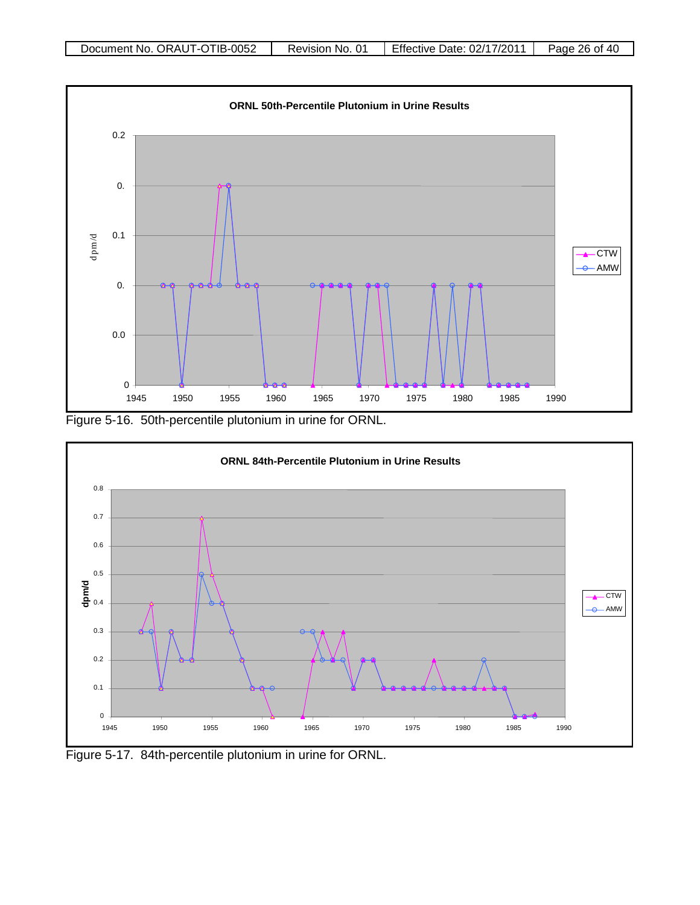**ORNL 50th-Percentile Plutonium in Urine Results**

Figure 5-16. 50th-percentile plutonium in urine for ORNL.

**ORNL 84th-Percentile Plutonium in Urine Results**

Figure 5-17. 84th-percentile plutonium in urine for ORNL.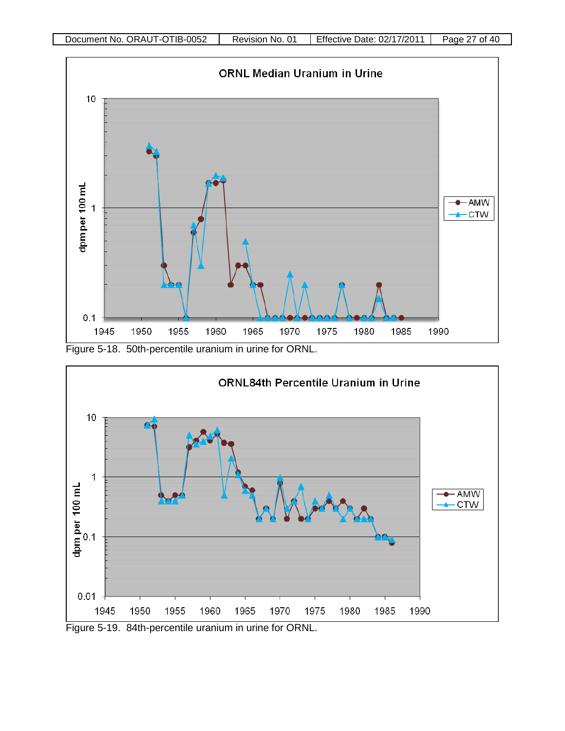Figure 5-18. 50th-percentile uranium in urine for ORNL.

Figure 5-19. 84th-percentile uranium in urine for ORNL.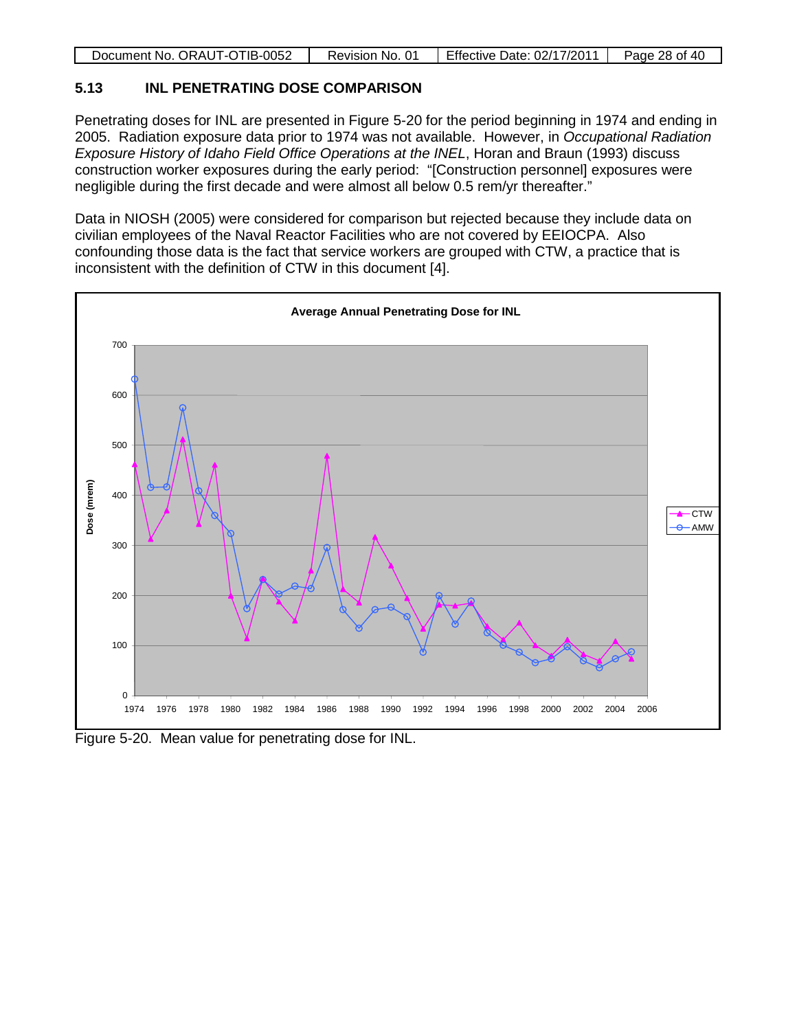## 5.13 INL PENETRATING DOSE COMPARISON

Penetrating doses for INL are presented in Figure 5-20 for the period beginning in 1974 and ending in 2005. Radiation exposure data prior to 1974 was not available. However, in *Occupational Radiation Exposure History of Idaho Field Office Operations at the INEL*, Horan and Braun (1993) discuss construction worker exposures during the early period: "[Construction personnel] exposures were negligible during the first decade and were almost all below 0.5 rem/yr thereafter."

Data in NIOSH (2005) were considered for comparison but rejected because they include data on civilian employees of the Naval Reactor Facilities who are not covered by EEIOCPA. Also confounding those data is the fact that service workers are grouped with CTW, a practice that is inconsistent with the definition of CTW in this document [4].

Figure 5-20. Mean value for penetrating dose for INL.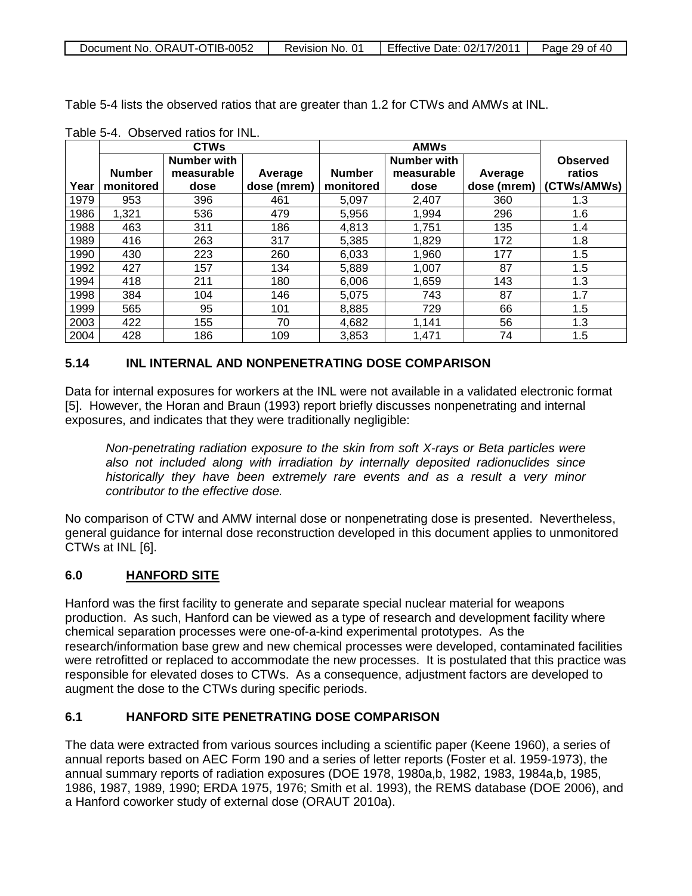Table 5-4 lists the observed ratios that are greater than 1.2 for CTWs and AMWs at INL.

Table 5-4. Observed ratios for INL.

| | CTWs | | | AMWs | | | |
|---|---|---|---|---|---|---|---|
| Year | Number monitored | Number with measurable dose | Average dose (mrem) | Number monitored | Number with measurable dose | Average dose (mrem) | Observed ratios (CTWs/AMWs) |
| 1979 | 953 | 396 | 461 | 5,097 | 2,407 | 360 | 1.3 |
| 1986 | 1,321 | 536 | 479 | 5,956 | 1,994 | 296 | 1.6 |
| 1988 | 463 | 311 | 186 | 4,813 | 1,751 | 135 | 1.4 |
| 1989 | 416 | 263 | 317 | 5,385 | 1,829 | 172 | 1.8 |
| 1990 | 430 | 223 | 260 | 6,033 | 1,960 | 177 | 1.5 |
| 1992 | 427 | 157 | 134 | 5,889 | 1,007 | 87 | 1.5 |
| 1994 | 418 | 211 | 180 | 6,006 | 1,659 | 143 | 1.3 |
| 1998 | 384 | 104 | 146 | 5,075 | 743 | 87 | 1.7 |
| 1999 | 565 | 95 | 101 | 8,885 | 729 | 66 | 1.5 |
| 2003 | 422 | 155 | 70 | 4,682 | 1,141 | 56 | 1.3 |
| 2004 | 428 | 186 | 109 | 3,853 | 1,471 | 74 | 1.5 |

## 5.14 INL INTERNAL AND NONPENETRATING DOSE COMPARISON

Data for internal exposures for workers at the INL were not available in a validated electronic format [5]. However, the Horan and Braun (1993) report briefly discusses nonpenetrating and internal exposures, and indicates that they were traditionally negligible:

> *Non-penetrating radiation exposure to the skin from soft X-rays or Beta particles were also not included along with irradiation by internally deposited radionuclides since historically they have been extremely rare events and as a result a very minor contributor to the effective dose.*

No comparison of CTW and AMW internal dose or nonpenetrating dose is presented. Nevertheless, general guidance for internal dose reconstruction developed in this document applies to unmonitored CTWs at INL [6].

# 6.0 HANFORD SITE

Hanford was the first facility to generate and separate special nuclear material for weapons production. As such, Hanford can be viewed as a type of research and development facility where chemical separation processes were one-of-a-kind experimental prototypes. As the research/information base grew and new chemical processes were developed, contaminated facilities were retrofitted or replaced to accommodate the new processes. It is postulated that this practice was responsible for elevated doses to CTWs. As a consequence, adjustment factors are developed to augment the dose to the CTWs during specific periods.

## 6.1 HANFORD SITE PENETRATING DOSE COMPARISON

The data were extracted from various sources including a scientific paper (Keene 1960), a series of annual reports based on AEC Form 190 and a series of letter reports (Foster et al. 1959-1973), the annual summary reports of radiation exposures (DOE 1978, 1980a,b, 1982, 1983, 1984a,b, 1985, 1986, 1987, 1989, 1990; ERDA 1975, 1976; Smith et al. 1993), the REMS database (DOE 2006), and a Hanford coworker study of external dose (ORAUT 2010a).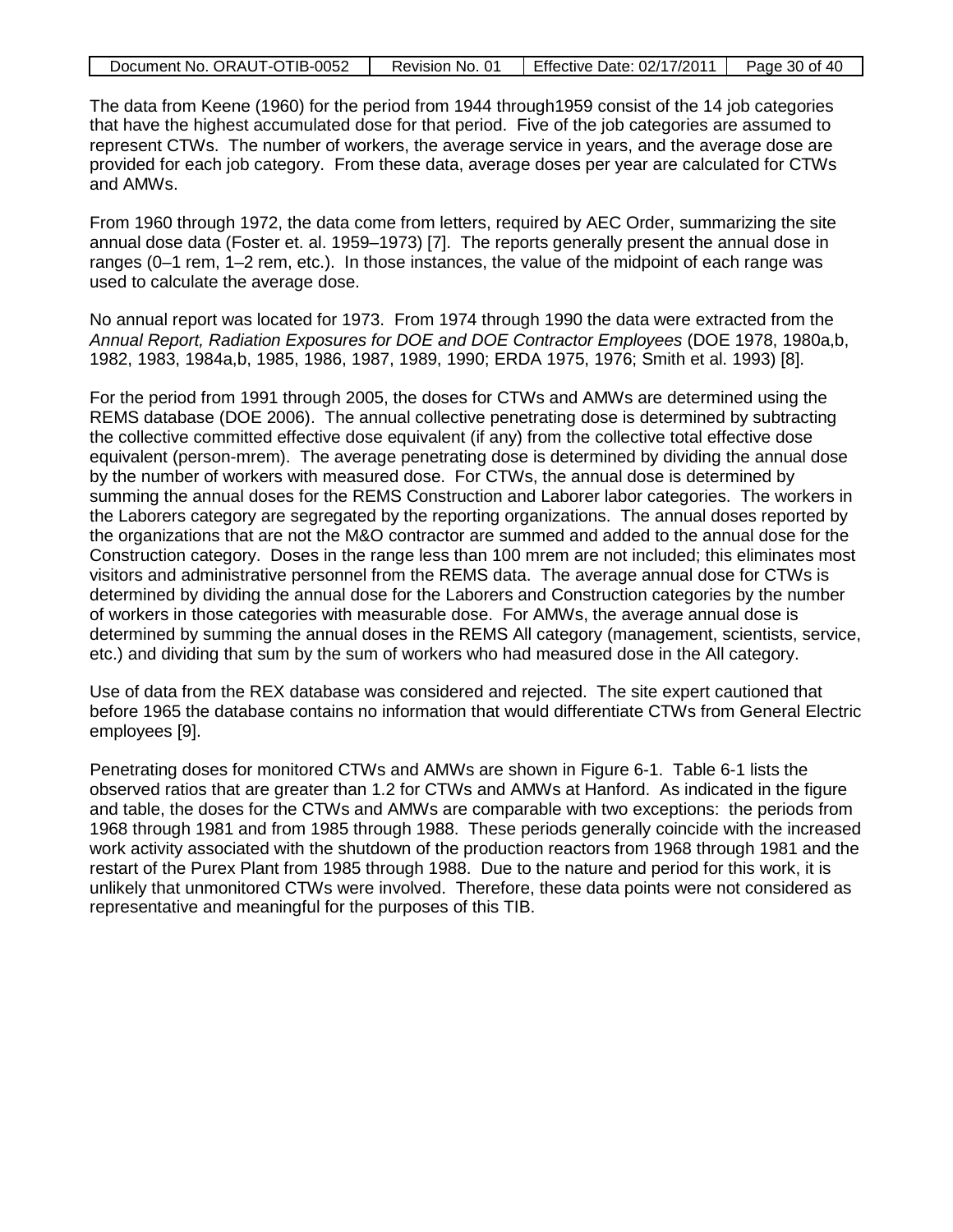The data from Keene (1960) for the period from 1944 through1959 consist of the 14 job categories that have the highest accumulated dose for that period. Five of the job categories are assumed to represent CTWs. The number of workers, the average service in years, and the average dose are provided for each job category. From these data, average doses per year are calculated for CTWs and AMWs.

From 1960 through 1972, the data come from letters, required by AEC Order, summarizing the site annual dose data (Foster et. al. 1959–1973) [7]. The reports generally present the annual dose in ranges (0–1 rem, 1–2 rem, etc.). In those instances, the value of the midpoint of each range was used to calculate the average dose.

No annual report was located for 1973. From 1974 through 1990 the data were extracted from the *Annual Report, Radiation Exposures for DOE and DOE Contractor Employees* (DOE 1978, 1980a,b, 1982, 1983, 1984a,b, 1985, 1986, 1987, 1989, 1990; ERDA 1975, 1976; Smith et al. 1993) [8].

For the period from 1991 through 2005, the doses for CTWs and AMWs are determined using the REMS database (DOE 2006). The annual collective penetrating dose is determined by subtracting the collective committed effective dose equivalent (if any) from the collective total effective dose equivalent (person-mrem). The average penetrating dose is determined by dividing the annual dose by the number of workers with measured dose. For CTWs, the annual dose is determined by summing the annual doses for the REMS Construction and Laborer labor categories. The workers in the Laborers category are segregated by the reporting organizations. The annual doses reported by the organizations that are not the M&O contractor are summed and added to the annual dose for the Construction category. Doses in the range less than 100 mrem are not included; this eliminates most visitors and administrative personnel from the REMS data. The average annual dose for CTWs is determined by dividing the annual dose for the Laborers and Construction categories by the number of workers in those categories with measurable dose. For AMWs, the average annual dose is determined by summing the annual doses in the REMS All category (management, scientists, service, etc.) and dividing that sum by the sum of workers who had measured dose in the All category.

Use of data from the REX database was considered and rejected. The site expert cautioned that before 1965 the database contains no information that would differentiate CTWs from General Electric employees [9].

Penetrating doses for monitored CTWs and AMWs are shown in Figure 6-1. Table 6-1 lists the observed ratios that are greater than 1.2 for CTWs and AMWs at Hanford. As indicated in the figure and table, the doses for the CTWs and AMWs are comparable with two exceptions: the periods from 1968 through 1981 and from 1985 through 1988. These periods generally coincide with the increased work activity associated with the shutdown of the production reactors from 1968 through 1981 and the restart of the Purex Plant from 1985 through 1988. Due to the nature and period for this work, it is unlikely that unmonitored CTWs were involved. Therefore, these data points were not considered as representative and meaningful for the purposes of this TIB.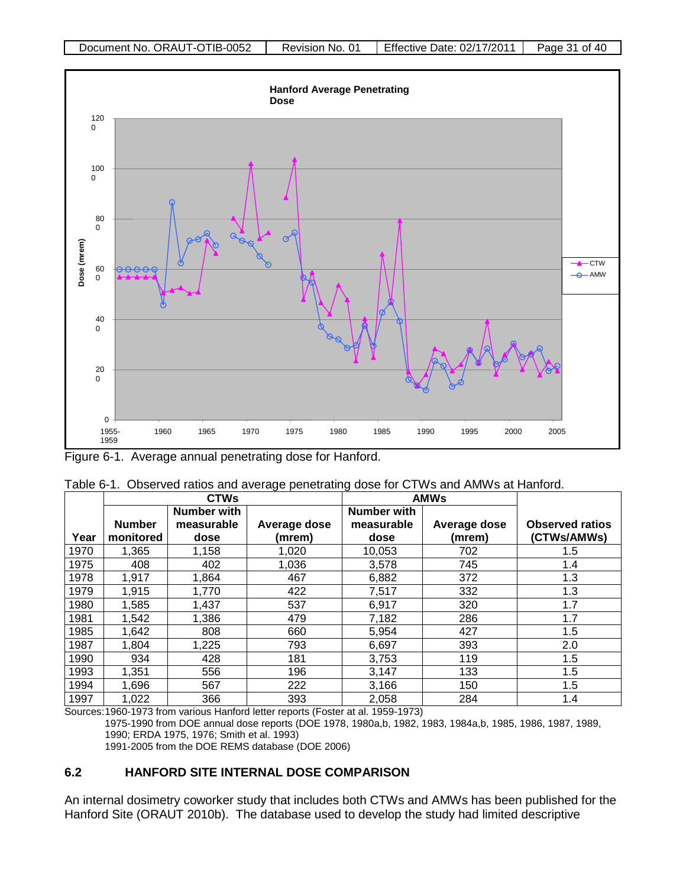Figure 6-1. Average annual penetrating dose for Hanford.

Table 6-1. Observed ratios and average penetrating dose for CTWs and AMWs at Hanford.

| | CTWs | | | AMWs | | |
|---|---|---|---|---|---|---|
| Year | Number monitored | Number with measurable dose | Average dose (mrem) | Number with measurable dose | Average dose (mrem) | Observed ratios (CTWs/AMWs) |
| 1970 | 1,365 | 1,158 | 1,020 | 10,053 | 702 | 1.5 |
| 1975 | 408 | 402 | 1,036 | 3,578 | 745 | 1.4 |
| 1978 | 1,917 | 1,864 | 467 | 6,882 | 372 | 1.3 |
| 1979 | 1,915 | 1,770 | 422 | 7,517 | 332 | 1.3 |
| 1980 | 1,585 | 1,437 | 537 | 6,917 | 320 | 1.7 |
| 1981 | 1,542 | 1,386 | 479 | 7,182 | 286 | 1.7 |
| 1985 | 1,642 | 808 | 660 | 5,954 | 427 | 1.5 |
| 1987 | 1,804 | 1,225 | 793 | 6,697 | 393 | 2.0 |
| 1990 | 934 | 428 | 181 | 3,753 | 119 | 1.5 |
| 1993 | 1,351 | 556 | 196 | 3,147 | 133 | 1.5 |
| 1994 | 1,696 | 567 | 222 | 3,166 | 150 | 1.5 |
| 1997 | 1,022 | 366 | 393 | 2,058 | 284 | 1.4 |

Sources: 1960-1973 from various Hanford letter reports (Foster at al. 1959-1973)
1975-1990 from DOE annual dose reports (DOE 1978, 1980a,b, 1982, 1983, 1984a,b, 1985, 1986, 1987, 1989, 1990; ERDA 1975, 1976; Smith et al. 1993)
1991-2005 from the DOE REMS database (DOE 2006)

## 6.2 HANFORD SITE INTERNAL DOSE COMPARISON

An internal dosimetry coworker study that includes both CTWs and AMWs has been published for the Hanford Site (ORAUT 2010b). The database used to develop the study had limited descriptive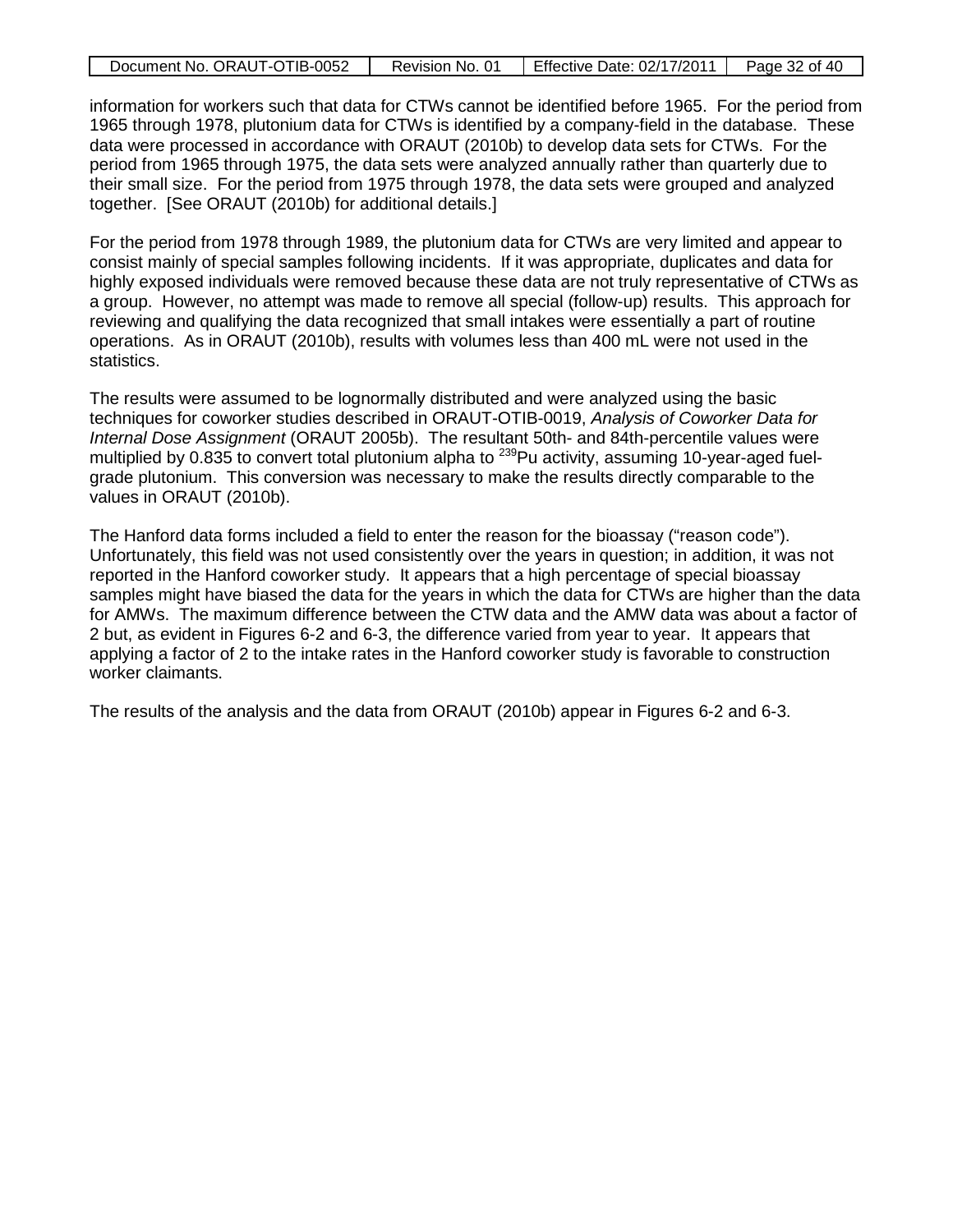information for workers such that data for CTWs cannot be identified before 1965. For the period from 1965 through 1978, plutonium data for CTWs is identified by a company-field in the database. These data were processed in accordance with ORAUT (2010b) to develop data sets for CTWs. For the period from 1965 through 1975, the data sets were analyzed annually rather than quarterly due to their small size. For the period from 1975 through 1978, the data sets were grouped and analyzed together. [See ORAUT (2010b) for additional details.]

For the period from 1978 through 1989, the plutonium data for CTWs are very limited and appear to consist mainly of special samples following incidents. If it was appropriate, duplicates and data for highly exposed individuals were removed because these data are not truly representative of CTWs as a group. However, no attempt was made to remove all special (follow-up) results. This approach for reviewing and qualifying the data recognized that small intakes were essentially a part of routine operations. As in ORAUT (2010b), results with volumes less than 400 mL were not used in the statistics.

The results were assumed to be lognormally distributed and were analyzed using the basic techniques for coworker studies described in ORAUT-OTIB-0019, *Analysis of Coworker Data for Internal Dose Assignment* (ORAUT 2005b). The resultant 50th- and 84th-percentile values were multiplied by 0.835 to convert total plutonium alpha to $^{239}$Pu activity, assuming 10-year-aged fuel-grade plutonium. This conversion was necessary to make the results directly comparable to the values in ORAUT (2010b).

The Hanford data forms included a field to enter the reason for the bioassay ("reason code"). Unfortunately, this field was not used consistently over the years in question; in addition, it was not reported in the Hanford coworker study. It appears that a high percentage of special bioassay samples might have biased the data for the years in which the data for CTWs are higher than the data for AMWs. The maximum difference between the CTW data and the AMW data was about a factor of 2 but, as evident in Figures 6-2 and 6-3, the difference varied from year to year. It appears that applying a factor of 2 to the intake rates in the Hanford coworker study is favorable to construction worker claimants.

The results of the analysis and the data from ORAUT (2010b) appear in Figures 6-2 and 6-3.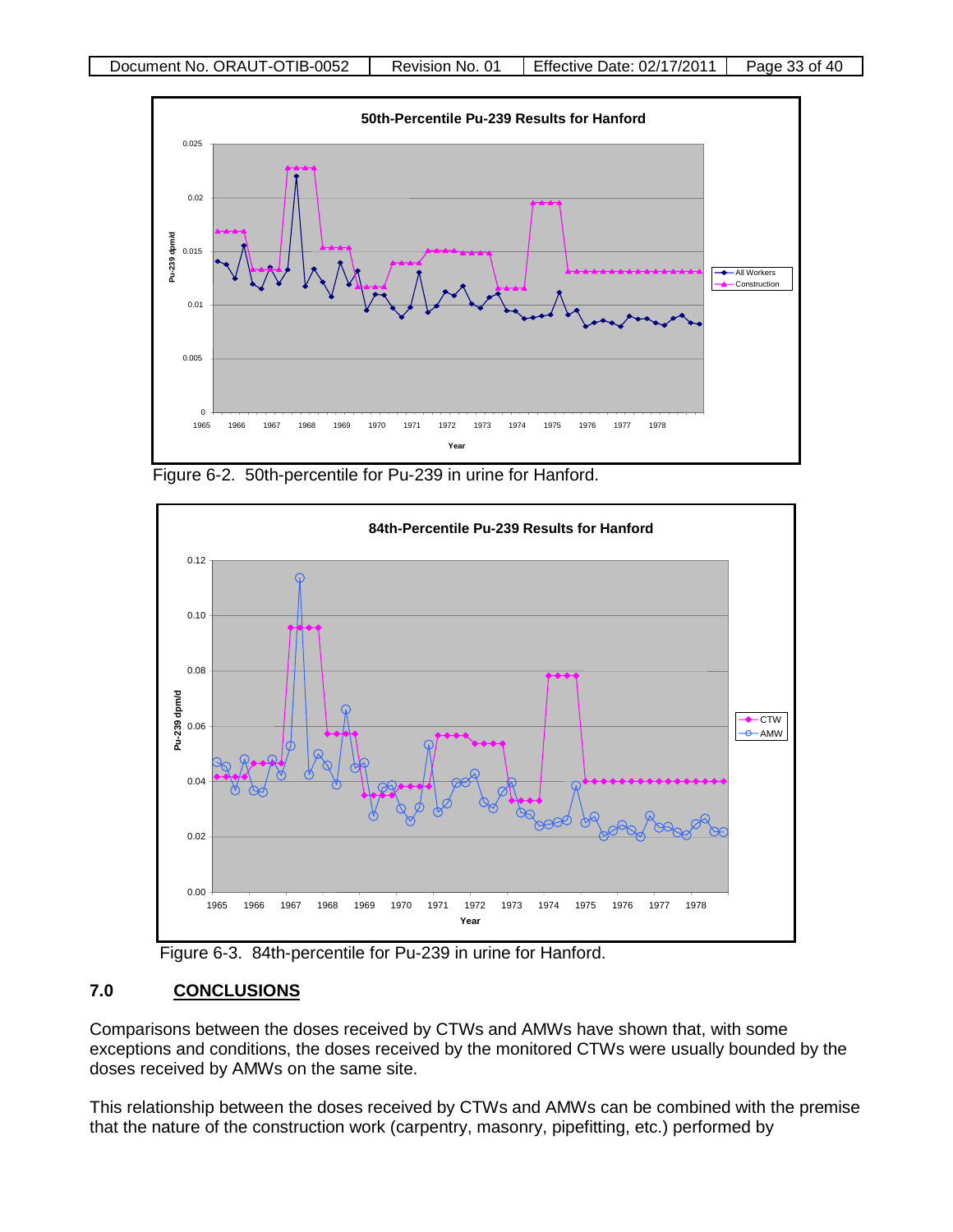Figure 6-2. 50th-percentile for Pu-239 in urine for Hanford.

Figure 6-3. 84th-percentile for Pu-239 in urine for Hanford.

## 7.0 CONCLUSIONS

Comparisons between the doses received by CTWs and AMWs have shown that, with some exceptions and conditions, the doses received by the monitored CTWs were usually bounded by the doses received by AMWs on the same site.

This relationship between the doses received by CTWs and AMWs can be combined with the premise that the nature of the construction work (carpentry, masonry, pipefitting, etc.) performed by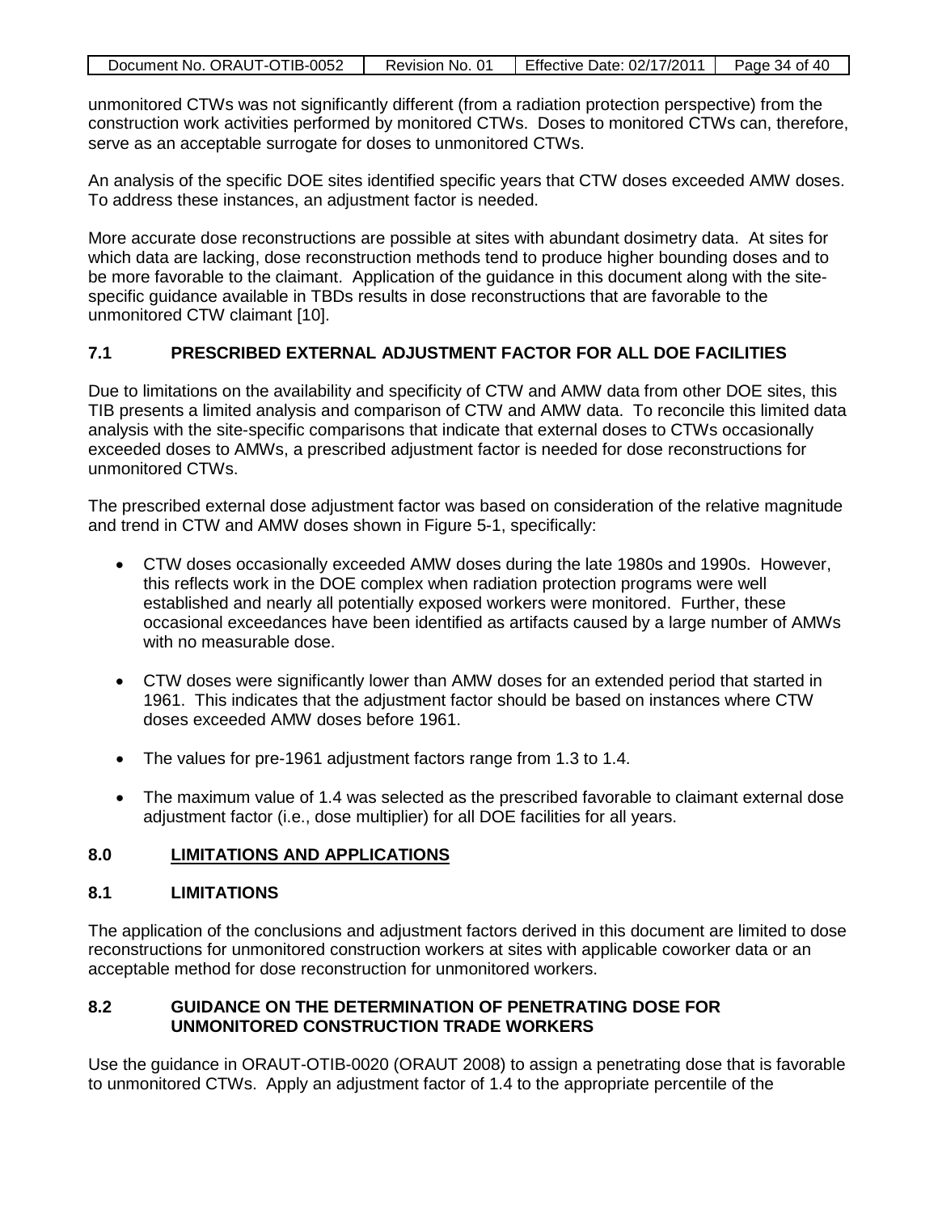unmonitored CTWs was not significantly different (from a radiation protection perspective) from the construction work activities performed by monitored CTWs. Doses to monitored CTWs can, therefore, serve as an acceptable surrogate for doses to unmonitored CTWs.

An analysis of the specific DOE sites identified specific years that CTW doses exceeded AMW doses. To address these instances, an adjustment factor is needed.

More accurate dose reconstructions are possible at sites with abundant dosimetry data. At sites for which data are lacking, dose reconstruction methods tend to produce higher bounding doses and to be more favorable to the claimant. Application of the guidance in this document along with the site-specific guidance available in TBDs results in dose reconstructions that are favorable to the unmonitored CTW claimant [10].

### 7.1 PRESCRIBED EXTERNAL ADJUSTMENT FACTOR FOR ALL DOE FACILITIES

Due to limitations on the availability and specificity of CTW and AMW data from other DOE sites, this TIB presents a limited analysis and comparison of CTW and AMW data. To reconcile this limited data analysis with the site-specific comparisons that indicate that external doses to CTWs occasionally exceeded doses to AMWs, a prescribed adjustment factor is needed for dose reconstructions for unmonitored CTWs.

The prescribed external dose adjustment factor was based on consideration of the relative magnitude and trend in CTW and AMW doses shown in Figure 5-1, specifically:

- CTW doses occasionally exceeded AMW doses during the late 1980s and 1990s. However, this reflects work in the DOE complex when radiation protection programs were well established and nearly all potentially exposed workers were monitored. Further, these occasional exceedances have been identified as artifacts caused by a large number of AMWs with no measurable dose.
- CTW doses were significantly lower than AMW doses for an extended period that started in 1961. This indicates that the adjustment factor should be based on instances where CTW doses exceeded AMW doses before 1961.
- The values for pre-1961 adjustment factors range from 1.3 to 1.4.
- The maximum value of 1.4 was selected as the prescribed favorable to claimant external dose adjustment factor (i.e., dose multiplier) for all DOE facilities for all years.

## 8.0 LIMITATIONS AND APPLICATIONS

### 8.1 LIMITATIONS

The application of the conclusions and adjustment factors derived in this document are limited to dose reconstructions for unmonitored construction workers at sites with applicable coworker data or an acceptable method for dose reconstruction for unmonitored workers.

### 8.2 GUIDANCE ON THE DETERMINATION OF PENETRATING DOSE FOR UNMONITORED CONSTRUCTION TRADE WORKERS

Use the guidance in ORAUT-OTIB-0020 (ORAUT 2008) to assign a penetrating dose that is favorable to unmonitored CTWs. Apply an adjustment factor of 1.4 to the appropriate percentile of the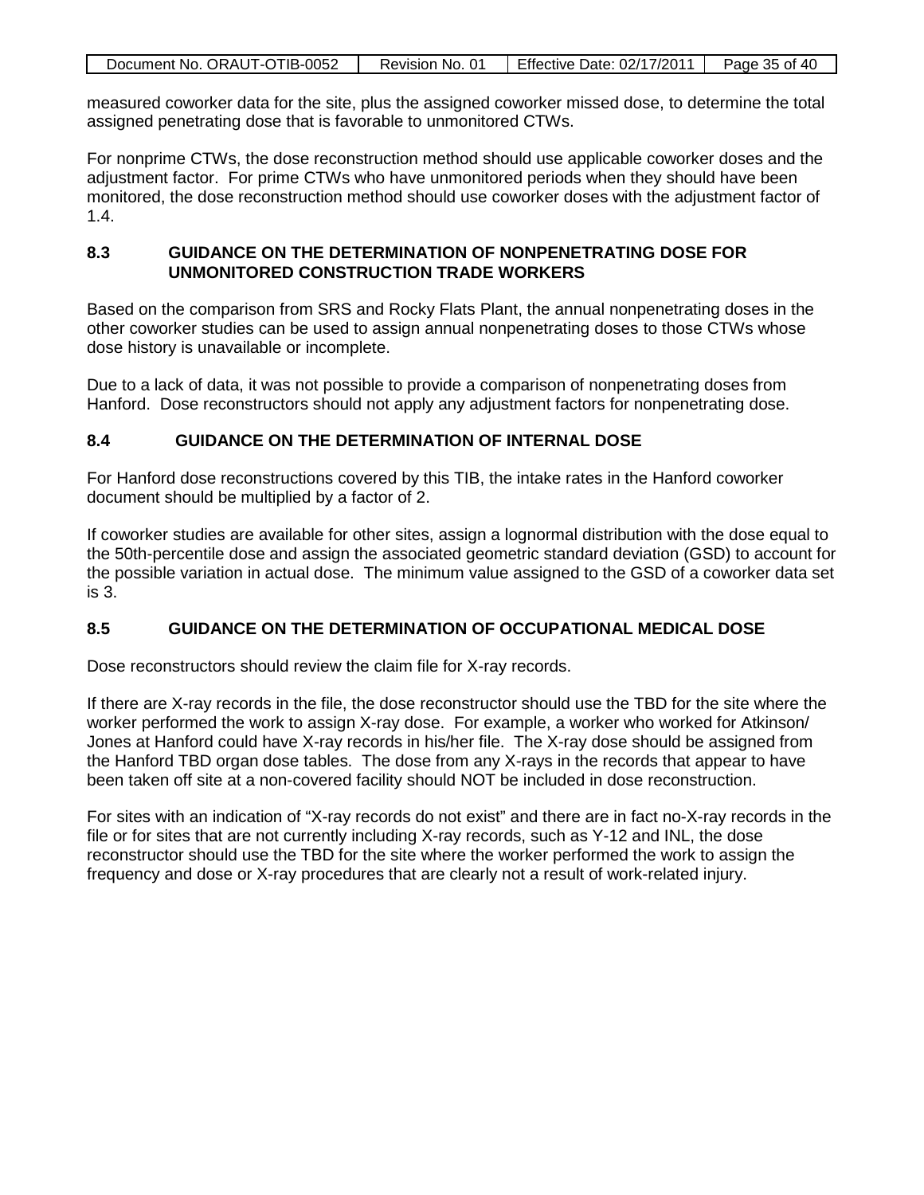measured coworker data for the site, plus the assigned coworker missed dose, to determine the total assigned penetrating dose that is favorable to unmonitored CTWs.

For nonprime CTWs, the dose reconstruction method should use applicable coworker doses and the adjustment factor. For prime CTWs who have unmonitored periods when they should have been monitored, the dose reconstruction method should use coworker doses with the adjustment factor of 1.4.

## 8.3 GUIDANCE ON THE DETERMINATION OF NONPENETRATING DOSE FOR UNMONITORED CONSTRUCTION TRADE WORKERS

Based on the comparison from SRS and Rocky Flats Plant, the annual nonpenetrating doses in the other coworker studies can be used to assign annual nonpenetrating doses to those CTWs whose dose history is unavailable or incomplete.

Due to a lack of data, it was not possible to provide a comparison of nonpenetrating doses from Hanford. Dose reconstructors should not apply any adjustment factors for nonpenetrating dose.

## 8.4 GUIDANCE ON THE DETERMINATION OF INTERNAL DOSE

For Hanford dose reconstructions covered by this TIB, the intake rates in the Hanford coworker document should be multiplied by a factor of 2.

If coworker studies are available for other sites, assign a lognormal distribution with the dose equal to the 50th-percentile dose and assign the associated geometric standard deviation (GSD) to account for the possible variation in actual dose. The minimum value assigned to the GSD of a coworker data set is 3.

## 8.5 GUIDANCE ON THE DETERMINATION OF OCCUPATIONAL MEDICAL DOSE

Dose reconstructors should review the claim file for X-ray records.

If there are X-ray records in the file, the dose reconstructor should use the TBD for the site where the worker performed the work to assign X-ray dose. For example, a worker who worked for Atkinson/ Jones at Hanford could have X-ray records in his/her file. The X-ray dose should be assigned from the Hanford TBD organ dose tables. The dose from any X-rays in the records that appear to have been taken off site at a non-covered facility should NOT be included in dose reconstruction.

For sites with an indication of “X-ray records do not exist” and there are in fact no-X-ray records in the file or for sites that are not currently including X-ray records, such as Y-12 and INL, the dose reconstructor should use the TBD for the site where the worker performed the work to assign the frequency and dose or X-ray procedures that are clearly not a result of work-related injury.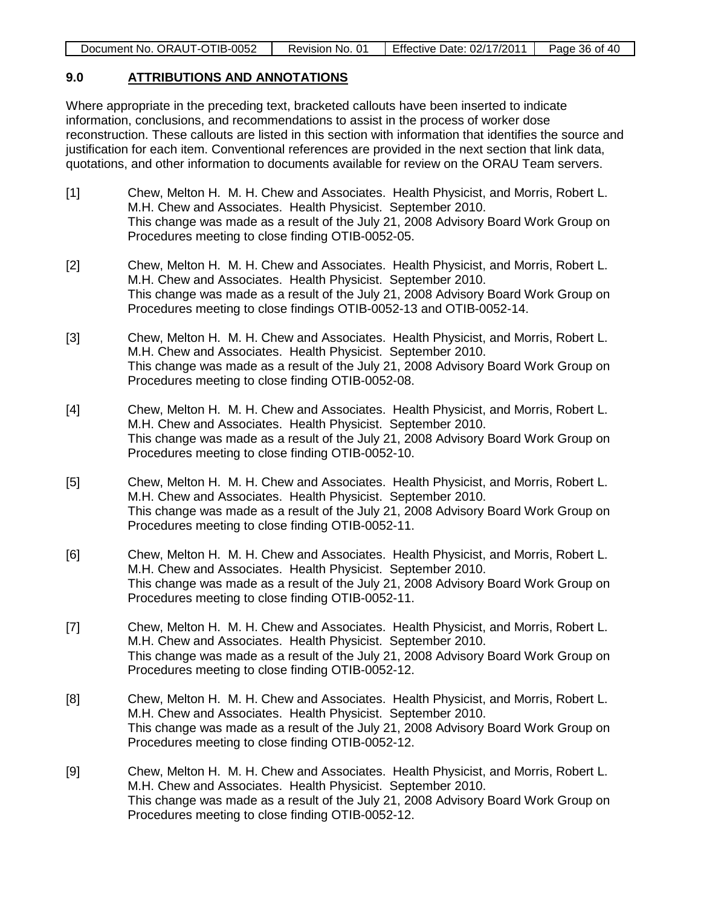## 9.0 ATTRIBUTIONS AND ANNOTATIONS

Where appropriate in the preceding text, bracketed callouts have been inserted to indicate information, conclusions, and recommendations to assist in the process of worker dose reconstruction. These callouts are listed in this section with information that identifies the source and justification for each item. Conventional references are provided in the next section that link data, quotations, and other information to documents available for review on the ORAU Team servers.

[1] Chew, Melton H. M. H. Chew and Associates. Health Physicist, and Morris, Robert L. M.H. Chew and Associates. Health Physicist. September 2010. This change was made as a result of the July 21, 2008 Advisory Board Work Group on Procedures meeting to close finding OTIB-0052-05.

[2] Chew, Melton H. M. H. Chew and Associates. Health Physicist, and Morris, Robert L. M.H. Chew and Associates. Health Physicist. September 2010. This change was made as a result of the July 21, 2008 Advisory Board Work Group on Procedures meeting to close findings OTIB-0052-13 and OTIB-0052-14.

[3] Chew, Melton H. M. H. Chew and Associates. Health Physicist, and Morris, Robert L. M.H. Chew and Associates. Health Physicist. September 2010. This change was made as a result of the July 21, 2008 Advisory Board Work Group on Procedures meeting to close finding OTIB-0052-08.

[4] Chew, Melton H. M. H. Chew and Associates. Health Physicist, and Morris, Robert L. M.H. Chew and Associates. Health Physicist. September 2010. This change was made as a result of the July 21, 2008 Advisory Board Work Group on Procedures meeting to close finding OTIB-0052-10.

[5] Chew, Melton H. M. H. Chew and Associates. Health Physicist, and Morris, Robert L. M.H. Chew and Associates. Health Physicist. September 2010. This change was made as a result of the July 21, 2008 Advisory Board Work Group on Procedures meeting to close finding OTIB-0052-11.

[6] Chew, Melton H. M. H. Chew and Associates. Health Physicist, and Morris, Robert L. M.H. Chew and Associates. Health Physicist. September 2010. This change was made as a result of the July 21, 2008 Advisory Board Work Group on Procedures meeting to close finding OTIB-0052-11.

[7] Chew, Melton H. M. H. Chew and Associates. Health Physicist, and Morris, Robert L. M.H. Chew and Associates. Health Physicist. September 2010. This change was made as a result of the July 21, 2008 Advisory Board Work Group on Procedures meeting to close finding OTIB-0052-12.

[8] Chew, Melton H. M. H. Chew and Associates. Health Physicist, and Morris, Robert L. M.H. Chew and Associates. Health Physicist. September 2010. This change was made as a result of the July 21, 2008 Advisory Board Work Group on Procedures meeting to close finding OTIB-0052-12.

[9] Chew, Melton H. M. H. Chew and Associates. Health Physicist, and Morris, Robert L. M.H. Chew and Associates. Health Physicist. September 2010. This change was made as a result of the July 21, 2008 Advisory Board Work Group on Procedures meeting to close finding OTIB-0052-12.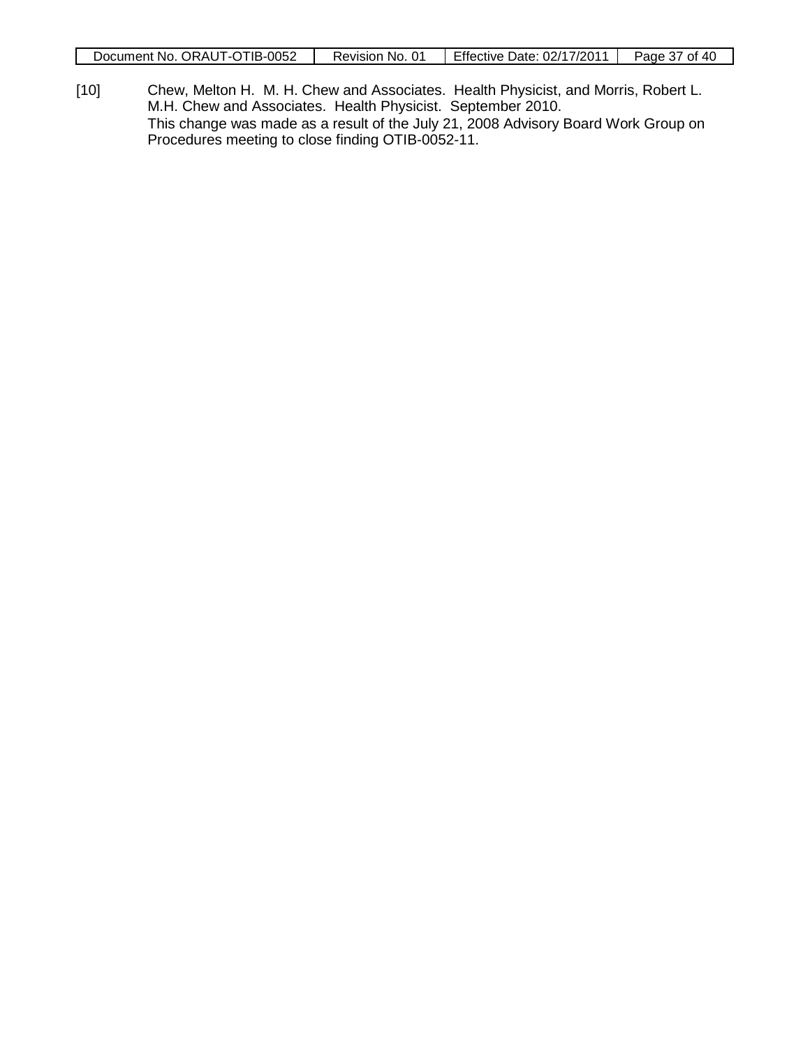[10] Chew, Melton H. M. H. Chew and Associates. Health Physicist, and Morris, Robert L. M.H. Chew and Associates. Health Physicist. September 2010.
This change was made as a result of the July 21, 2008 Advisory Board Work Group on Procedures meeting to close finding OTIB-0052-11.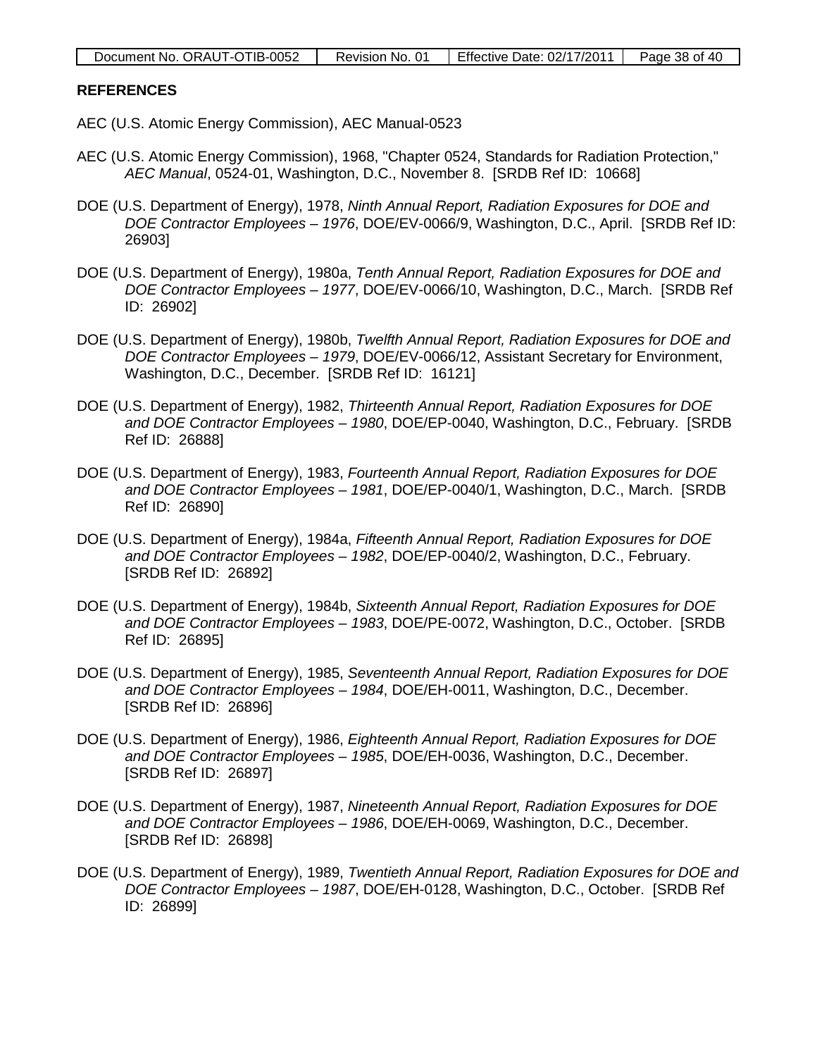## REFERENCES

AEC (U.S. Atomic Energy Commission), AEC Manual-0523

AEC (U.S. Atomic Energy Commission), 1968, "Chapter 0524, Standards for Radiation Protection," *AEC Manual*, 0524-01, Washington, D.C., November 8. [SRDB Ref ID: 10668]

DOE (U.S. Department of Energy), 1978, *Ninth Annual Report, Radiation Exposures for DOE and DOE Contractor Employees – 1976*, DOE/EV-0066/9, Washington, D.C., April. [SRDB Ref ID: 26903]

DOE (U.S. Department of Energy), 1980a, *Tenth Annual Report, Radiation Exposures for DOE and DOE Contractor Employees – 1977*, DOE/EV-0066/10, Washington, D.C., March. [SRDB Ref ID: 26902]

DOE (U.S. Department of Energy), 1980b, *Twelfth Annual Report, Radiation Exposures for DOE and DOE Contractor Employees – 1979*, DOE/EV-0066/12, Assistant Secretary for Environment, Washington, D.C., December. [SRDB Ref ID: 16121]

DOE (U.S. Department of Energy), 1982, *Thirteenth Annual Report, Radiation Exposures for DOE and DOE Contractor Employees – 1980*, DOE/EP-0040, Washington, D.C., February. [SRDB Ref ID: 26888]

DOE (U.S. Department of Energy), 1983, *Fourteenth Annual Report, Radiation Exposures for DOE and DOE Contractor Employees – 1981*, DOE/EP-0040/1, Washington, D.C., March. [SRDB Ref ID: 26890]

DOE (U.S. Department of Energy), 1984a, *Fifteenth Annual Report, Radiation Exposures for DOE and DOE Contractor Employees – 1982*, DOE/EP-0040/2, Washington, D.C., February. [SRDB Ref ID: 26892]

DOE (U.S. Department of Energy), 1984b, *Sixteenth Annual Report, Radiation Exposures for DOE and DOE Contractor Employees – 1983*, DOE/PE-0072, Washington, D.C., October. [SRDB Ref ID: 26895]

DOE (U.S. Department of Energy), 1985, *Seventeenth Annual Report, Radiation Exposures for DOE and DOE Contractor Employees – 1984*, DOE/EH-0011, Washington, D.C., December. [SRDB Ref ID: 26896]

DOE (U.S. Department of Energy), 1986, *Eighteenth Annual Report, Radiation Exposures for DOE and DOE Contractor Employees – 1985*, DOE/EH-0036, Washington, D.C., December. [SRDB Ref ID: 26897]

DOE (U.S. Department of Energy), 1987, *Nineteenth Annual Report, Radiation Exposures for DOE and DOE Contractor Employees – 1986*, DOE/EH-0069, Washington, D.C., December. [SRDB Ref ID: 26898]

DOE (U.S. Department of Energy), 1989, *Twentieth Annual Report, Radiation Exposures for DOE and DOE Contractor Employees – 1987*, DOE/EH-0128, Washington, D.C., October. [SRDB Ref ID: 26899]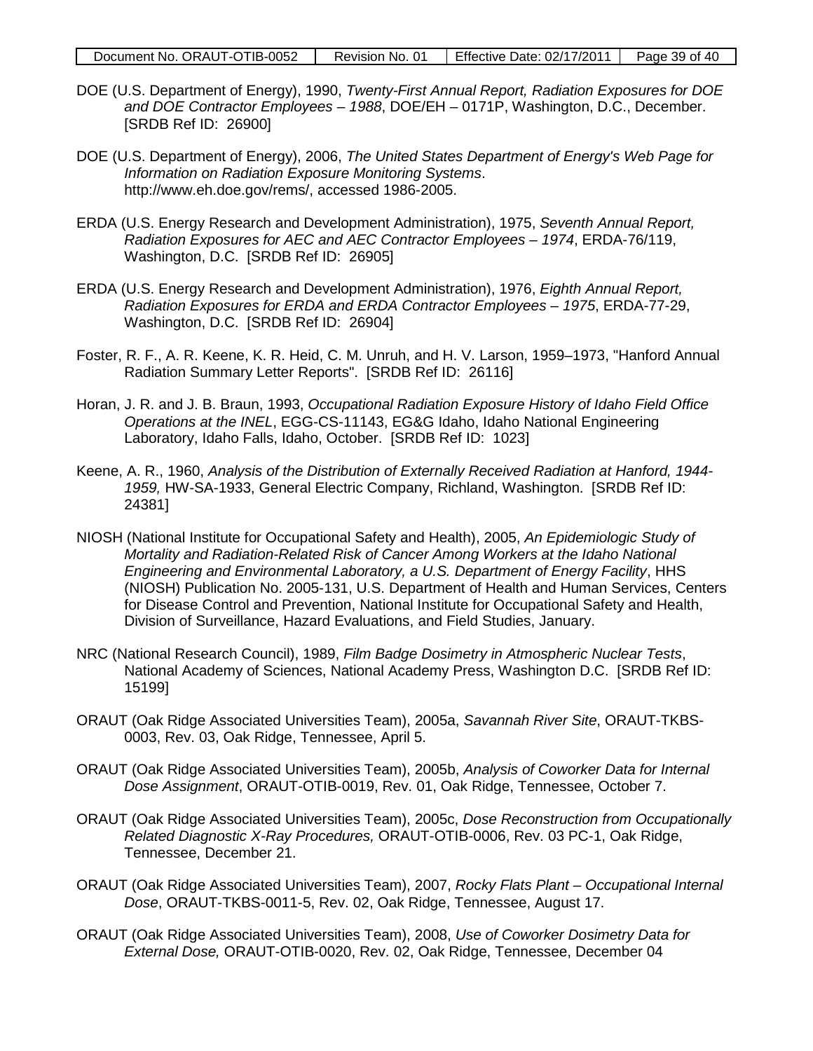DOE (U.S. Department of Energy), 1990, *Twenty-First Annual Report, Radiation Exposures for DOE and DOE Contractor Employees – 1988*, DOE/EH – 0171P, Washington, D.C., December. [SRDB Ref ID: 26900]

DOE (U.S. Department of Energy), 2006, *The United States Department of Energy's Web Page for Information on Radiation Exposure Monitoring Systems*. http://www.eh.doe.gov/rems/, accessed 1986-2005.

ERDA (U.S. Energy Research and Development Administration), 1975, *Seventh Annual Report, Radiation Exposures for AEC and AEC Contractor Employees – 1974*, ERDA-76/119, Washington, D.C. [SRDB Ref ID: 26905]

ERDA (U.S. Energy Research and Development Administration), 1976, *Eighth Annual Report, Radiation Exposures for ERDA and ERDA Contractor Employees – 1975*, ERDA-77-29, Washington, D.C. [SRDB Ref ID: 26904]

Foster, R. F., A. R. Keene, K. R. Heid, C. M. Unruh, and H. V. Larson, 1959–1973, "Hanford Annual Radiation Summary Letter Reports". [SRDB Ref ID: 26116]

Horan, J. R. and J. B. Braun, 1993, *Occupational Radiation Exposure History of Idaho Field Office Operations at the INEL*, EGG-CS-11143, EG&G Idaho, Idaho National Engineering Laboratory, Idaho Falls, Idaho, October. [SRDB Ref ID: 1023]

Keene, A. R., 1960, *Analysis of the Distribution of Externally Received Radiation at Hanford, 1944-1959,* HW-SA-1933, General Electric Company, Richland, Washington. [SRDB Ref ID: 24381]

NIOSH (National Institute for Occupational Safety and Health), 2005, *An Epidemiologic Study of Mortality and Radiation-Related Risk of Cancer Among Workers at the Idaho National Engineering and Environmental Laboratory, a U.S. Department of Energy Facility*, HHS (NIOSH) Publication No. 2005-131, U.S. Department of Health and Human Services, Centers for Disease Control and Prevention, National Institute for Occupational Safety and Health, Division of Surveillance, Hazard Evaluations, and Field Studies, January.

NRC (National Research Council), 1989, *Film Badge Dosimetry in Atmospheric Nuclear Tests*, National Academy of Sciences, National Academy Press, Washington D.C. [SRDB Ref ID: 15199]

ORAUT (Oak Ridge Associated Universities Team), 2005a, *Savannah River Site*, ORAUT-TKBS-0003, Rev. 03, Oak Ridge, Tennessee, April 5.

ORAUT (Oak Ridge Associated Universities Team), 2005b, *Analysis of Coworker Data for Internal Dose Assignment*, ORAUT-OTIB-0019, Rev. 01, Oak Ridge, Tennessee, October 7.

ORAUT (Oak Ridge Associated Universities Team), 2005c, *Dose Reconstruction from Occupationally Related Diagnostic X-Ray Procedures,* ORAUT-OTIB-0006, Rev. 03 PC-1, Oak Ridge, Tennessee, December 21.

ORAUT (Oak Ridge Associated Universities Team), 2007, *Rocky Flats Plant – Occupational Internal Dose*, ORAUT-TKBS-0011-5, Rev. 02, Oak Ridge, Tennessee, August 17.

ORAUT (Oak Ridge Associated Universities Team), 2008, *Use of Coworker Dosimetry Data for External Dose,* ORAUT-OTIB-0020, Rev. 02, Oak Ridge, Tennessee, December 04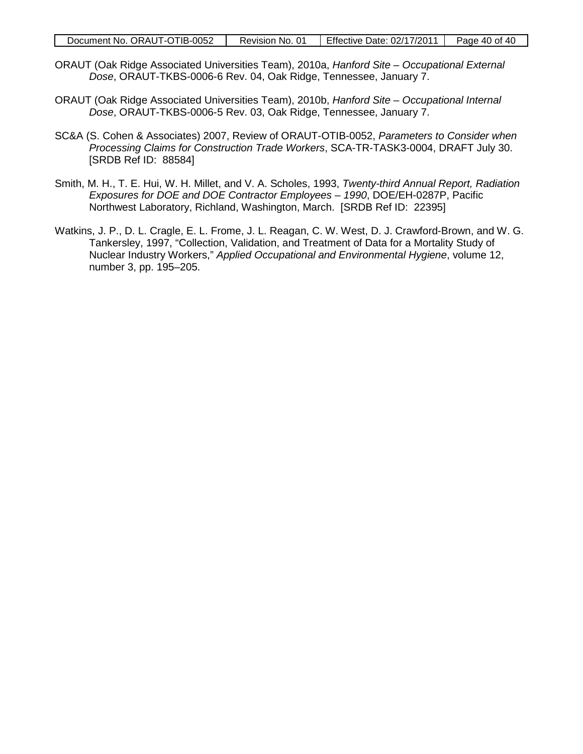ORAUT (Oak Ridge Associated Universities Team), 2010a, *Hanford Site – Occupational External Dose*, ORAUT-TKBS-0006-6 Rev. 04, Oak Ridge, Tennessee, January 7.

ORAUT (Oak Ridge Associated Universities Team), 2010b, *Hanford Site – Occupational Internal Dose*, ORAUT-TKBS-0006-5 Rev. 03, Oak Ridge, Tennessee, January 7.

SC&A (S. Cohen & Associates) 2007, Review of ORAUT-OTIB-0052, *Parameters to Consider when Processing Claims for Construction Trade Workers*, SCA-TR-TASK3-0004, DRAFT July 30. [SRDB Ref ID: 88584]

Smith, M. H., T. E. Hui, W. H. Millet, and V. A. Scholes, 1993, *Twenty-third Annual Report, Radiation Exposures for DOE and DOE Contractor Employees – 1990*, DOE/EH-0287P, Pacific Northwest Laboratory, Richland, Washington, March. [SRDB Ref ID: 22395]

Watkins, J. P., D. L. Cragle, E. L. Frome, J. L. Reagan, C. W. West, D. J. Crawford-Brown, and W. G. Tankersley, 1997, "Collection, Validation, and Treatment of Data for a Mortality Study of Nuclear Industry Workers," *Applied Occupational and Environmental Hygiene*, volume 12, number 3, pp. 195–205.